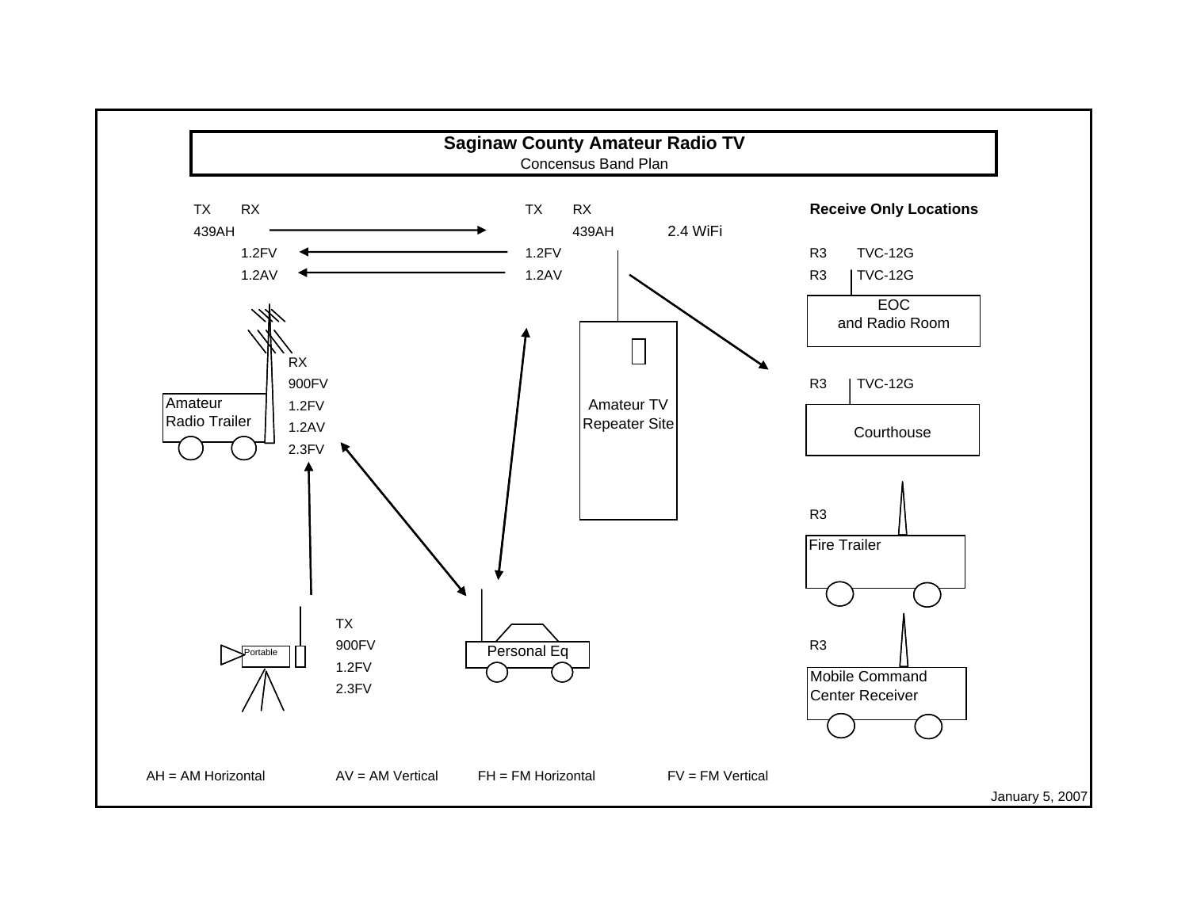# Saginaw County Amateur Radio TV

Concensus Band Plan

**Amateur Radio Trailer**

TX: 439AH

RX: 1.2FV, 1.2AV

RX: 900FV, 1.2FV, 1.2AV, 2.3FV

**Amateur TV Repeater Site**

TX: 1.2FV, 1.2AV

RX: 439AH

2.4 WiFi

**Portable**

TX: 900FV, 1.2FV, 2.3FV

**Personal Eq**

**Receive Only Locations**

EOC and Radio Room: R3 TVC-12G, R3 TVC-12G

Courthouse: R3 TVC-12G

Fire Trailer: R3

Mobile Command Center Receiver: R3

AH = AM Horizontal

AV = AM Vertical

FH = FM Horizontal

FV = FM Vertical

January 5, 2007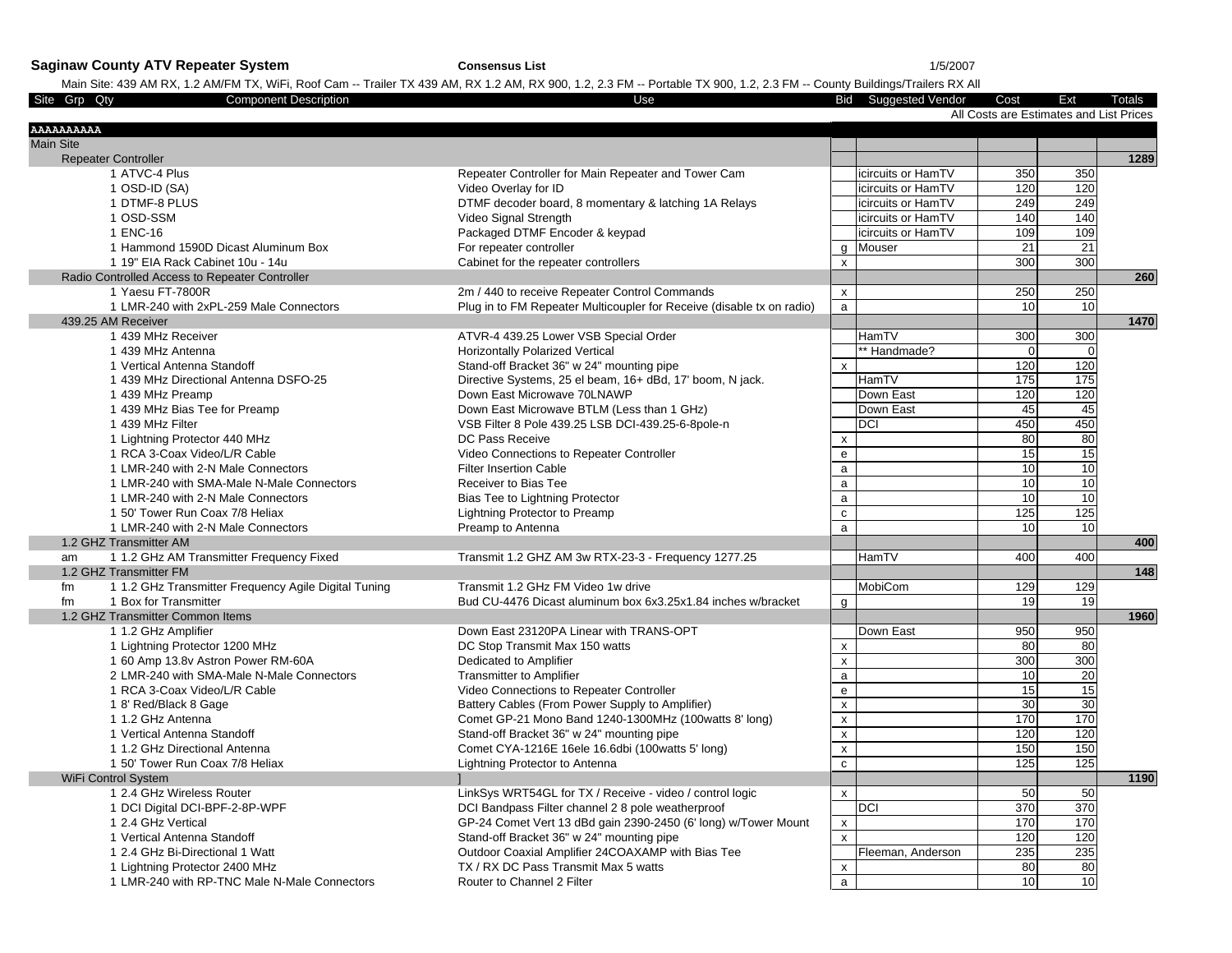**Saginaw County ATV Repeater System** **Consensus List** 1/5/2007

Main Site: 439 AM RX, 1.2 AM/FM TX, WiFi, Roof Cam -- Trailer TX 439 AM, RX 1.2 AM, RX 900, 1.2, 2.3 FM -- Portable TX 900, 1.2, 2.3 FM -- County Buildings/Trailers RX All

All Costs are Estimates and List Prices

| Site | Grp | Qty | Component Description | Use | Bid | Suggested Vendor | Cost | Ext | Totals |
|---|---|---|---|---|---|---|---|---|---|
| AAAAAAAAAA | | | | | | | | | |
| Main Site | | | | | | | | | |
| | Repeater Controller | | | | | | | | 1289 |
| | | 1 | ATVC-4 Plus | Repeater Controller for Main Repeater and Tower Cam | | icircuits or HamTV | 350 | 350 | |
| | | 1 | OSD-ID (SA) | Video Overlay for ID | | icircuits or HamTV | 120 | 120 | |
| | | 1 | DTMF-8 PLUS | DTMF decoder board, 8 momentary & latching 1A Relays | | icircuits or HamTV | 249 | 249 | |
| | | 1 | OSD-SSM | Video Signal Strength | | icircuits or HamTV | 140 | 140 | |
| | | 1 | ENC-16 | Packaged DTMF Encoder & keypad | | icircuits or HamTV | 109 | 109 | |
| | | 1 | Hammond 1590D Dicast Aluminum Box | For repeater controller | g | Mouser | 21 | 21 | |
| | | 1 | 19" EIA Rack Cabinet 10u - 14u | Cabinet for the repeater controllers | x | | 300 | 300 | |
| | Radio Controlled Access to Repeater Controller | | | | | | | | 260 |
| | | 1 | Yaesu FT-7800R | 2m / 440 to receive Repeater Control Commands | x | | 250 | 250 | |
| | | 1 | LMR-240 with 2xPL-259 Male Connectors | Plug in to FM Repeater Multicoupler for Receive (disable tx on radio) | a | | 10 | 10 | |
| | 439.25 AM Receiver | | | | | | | | 1470 |
| | | 1 | 439 MHz Receiver | ATVR-4 439.25 Lower VSB Special Order | | HamTV | 300 | 300 | |
| | | 1 | 439 MHz Antenna | Horizontally Polarized Vertical | | ** Handmade? | 0 | 0 | |
| | | 1 | Vertical Antenna Standoff | Stand-off Bracket 36" w 24" mounting pipe | x | | 120 | 120 | |
| | | 1 | 439 MHz Directional Antenna DSFO-25 | Directive Systems, 25 el beam, 16+ dBd, 17' boom, N jack. | | HamTV | 175 | 175 | |
| | | 1 | 439 MHz Preamp | Down East Microwave 70LNAWP | | Down East | 120 | 120 | |
| | | 1 | 439 MHz Bias Tee for Preamp | Down East Microwave BTLM (Less than 1 GHz) | | Down East | 45 | 45 | |
| | | 1 | 439 MHz Filter | VSB Filter 8 Pole 439.25 LSB DCI-439.25-6-8pole-n | | DCI | 450 | 450 | |
| | | 1 | Lightning Protector 440 MHz | DC Pass Receive | x | | 80 | 80 | |
| | | 1 | RCA 3-Coax Video/L/R Cable | Video Connections to Repeater Controller | e | | 15 | 15 | |
| | | 1 | LMR-240 with 2-N Male Connectors | Filter Insertion Cable | a | | 10 | 10 | |
| | | 1 | LMR-240 with SMA-Male N-Male Connectors | Receiver to Bias Tee | a | | 10 | 10 | |
| | | 1 | LMR-240 with 2-N Male Connectors | Bias Tee to Lightning Protector | a | | 10 | 10 | |
| | | 1 | 50' Tower Run Coax 7/8 Heliax | Lightning Protector to Preamp | c | | 125 | 125 | |
| | | 1 | LMR-240 with 2-N Male Connectors | Preamp to Antenna | a | | 10 | 10 | |
| | 1.2 GHZ Transmitter AM | | | | | | | | 400 |
| | am | 1 | 1.2 GHz AM Transmitter Frequency Fixed | Transmit 1.2 GHZ AM 3w RTX-23-3 - Frequency 1277.25 | | HamTV | 400 | 400 | |
| | 1.2 GHZ Transmitter FM | | | | | | | | 148 |
| | fm | 1 | 1.2 GHz Transmitter Frequency Agile Digital Tuning | Transmit 1.2 GHz FM Video 1w drive | | MobiCom | 129 | 129 | |
| | fm | 1 | Box for Transmitter | Bud CU-4476 Dicast aluminum box 6x3.25x1.84 inches w/bracket | g | | 19 | 19 | |
| | 1.2 GHZ Transmitter Common Items | | | | | | | | 1960 |
| | | 1 | 1.2 GHz Amplifier | Down East 23120PA Linear with TRANS-OPT | | Down East | 950 | 950 | |
| | | 1 | Lightning Protector 1200 MHz | DC Stop Transmit Max 150 watts | x | | 80 | 80 | |
| | | 1 | 60 Amp 13.8v Astron Power RM-60A | Dedicated to Amplifier | x | | 300 | 300 | |
| | | 2 | LMR-240 with SMA-Male N-Male Connectors | Transmitter to Amplifier | a | | 10 | 20 | |
| | | 1 | RCA 3-Coax Video/L/R Cable | Video Connections to Repeater Controller | e | | 15 | 15 | |
| | | 1 | 8' Red/Black 8 Gage | Battery Cables (From Power Supply to Amplifier) | x | | 30 | 30 | |
| | | 1 | 1.2 GHz Antenna | Comet GP-21 Mono Band 1240-1300MHz (100watts 8' long) | x | | 170 | 170 | |
| | | 1 | Vertical Antenna Standoff | Stand-off Bracket 36" w 24" mounting pipe | x | | 120 | 120 | |
| | | 1 | 1.2 GHz Directional Antenna | Comet CYA-1216E 16ele 16.6dbi (100watts 5' long) | x | | 150 | 150 | |
| | | 1 | 50' Tower Run Coax 7/8 Heliax | Lightning Protector to Antenna | c | | 125 | 125 | |
| | WiFi Control System | | | ] | | | | | 1190 |
| | | 1 | 2.4 GHz Wireless Router | LinkSys WRT54GL for TX / Receive - video / control logic | x | | 50 | 50 | |
| | | 1 | DCI Digital DCI-BPF-2-8P-WPF | DCI Bandpass Filter channel 2 8 pole weatherproof | | DCI | 370 | 370 | |
| | | 1 | 2.4 GHz Vertical | GP-24 Comet Vert 13 dBd gain 2390-2450 (6' long) w/Tower Mount | x | | 170 | 170 | |
| | | 1 | Vertical Antenna Standoff | Stand-off Bracket 36" w 24" mounting pipe | x | | 120 | 120 | |
| | | 1 | 2.4 GHz Bi-Directional 1 Watt | Outdoor Coaxial Amplifier 24COAXAMP with Bias Tee | | Fleeman, Anderson | 235 | 235 | |
| | | 1 | Lightning Protector 2400 MHz | TX / RX DC Pass Transmit Max 5 watts | x | | 80 | 80 | |
| | | 1 | LMR-240 with RP-TNC Male N-Male Connectors | Router to Channel 2 Filter | a | | 10 | 10 | |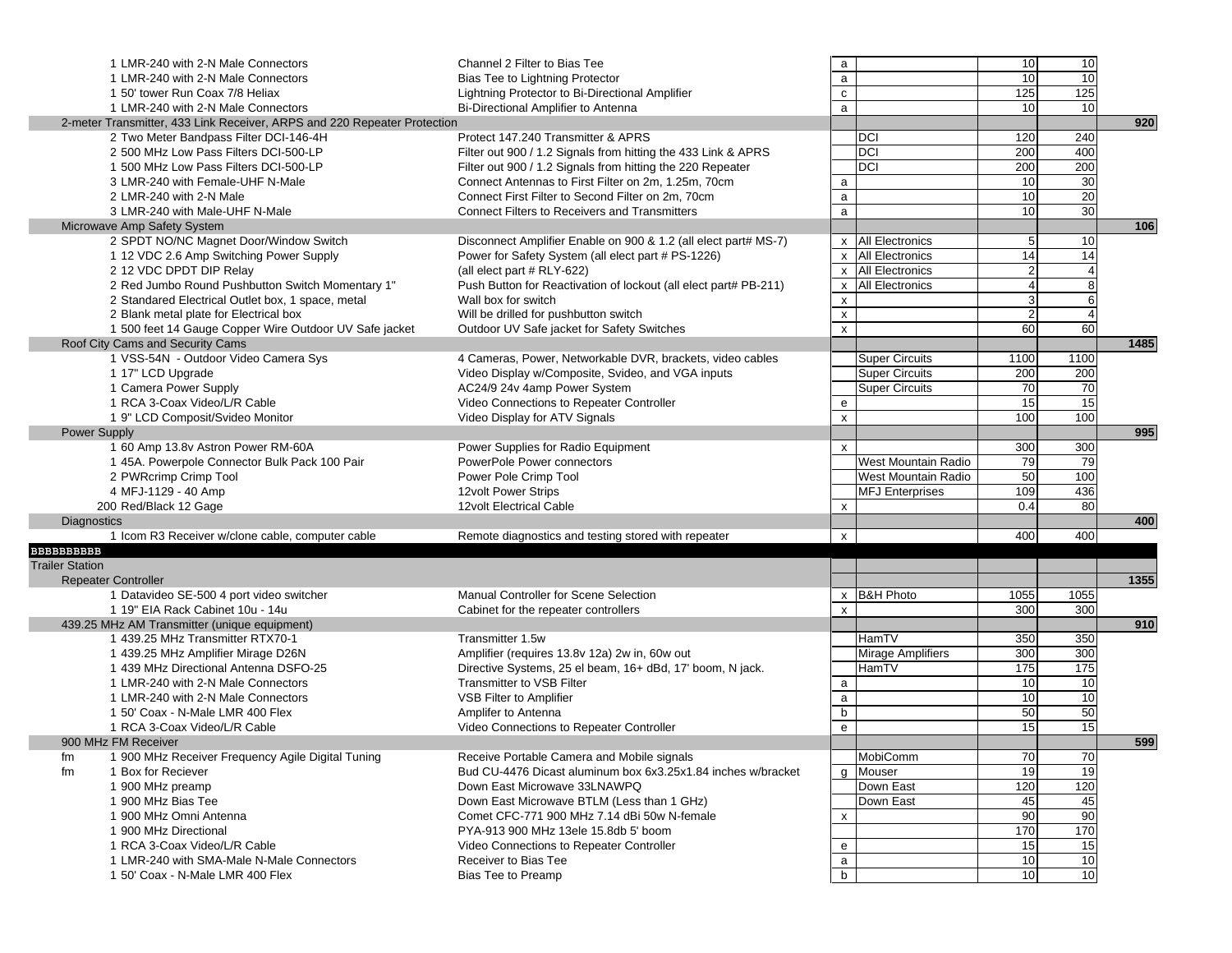| Item | Description | Code | Vendor | Unit | Total | Section Total |
|---|---|---|---|---|---|---|
| 1 LMR-240 with 2-N Male Connectors | Channel 2 Filter to Bias Tee | a | | 10 | 10 | |
| 1 LMR-240 with 2-N Male Connectors | Bias Tee to Lightning Protector | a | | 10 | 10 | |
| 1 50' tower Run Coax 7/8 Heliax | Lightning Protector to Bi-Directional Amplifier | c | | 125 | 125 | |
| 1 LMR-240 with 2-N Male Connectors | Bi-Directional Amplifier to Antenna | a | | 10 | 10 | |
| 2-meter Transmitter, 433 Link Receiver, ARPS and 220 Repeater Protection | | | | | | 920 |
| 2 Two Meter Bandpass Filter DCI-146-4H | Protect 147.240 Transmitter & APRS | | DCI | 120 | 240 | |
| 2 500 MHz Low Pass Filters DCI-500-LP | Filter out 900 / 1.2 Signals from hitting the 433 Link & APRS | | DCI | 200 | 400 | |
| 1 500 MHz Low Pass Filters DCI-500-LP | Filter out 900 / 1.2 Signals from hitting the 220 Repeater | | DCI | 200 | 200 | |
| 3 LMR-240 with Female-UHF N-Male | Connect Antennas to First Filter on 2m, 1.25m, 70cm | a | | 10 | 30 | |
| 2 LMR-240 with 2-N Male | Connect First Filter to Second Filter on 2m, 70cm | a | | 10 | 20 | |
| 3 LMR-240 with Male-UHF N-Male | Connect Filters to Receivers and Transmitters | a | | 10 | 30 | |
| Microwave Amp Safety System | | | | | | 106 |
| 2 SPDT NO/NC Magnet Door/Window Switch | Disconnect Amplifier Enable on 900 & 1.2 (all elect part# MS-7) | x | All Electronics | 5 | 10 | |
| 1 12 VDC 2.6 Amp Switching Power Supply | Power for Safety System (all elect part # PS-1226) | x | All Electronics | 14 | 14 | |
| 2 12 VDC DPDT DIP Relay | (all elect part # RLY-622) | x | All Electronics | 2 | 4 | |
| 2 Red Jumbo Round Pushbutton Switch Momentary 1" | Push Button for Reactivation of lockout (all elect part# PB-211) | x | All Electronics | 4 | 8 | |
| 2 Standared Electrical Outlet box, 1 space, metal | Wall box for switch | x | | 3 | 6 | |
| 2 Blank metal plate for Electrical box | Will be drilled for pushbutton switch | x | | 2 | 4 | |
| 1 500 feet 14 Gauge Copper Wire Outdoor UV Safe jacket | Outdoor UV Safe jacket for Safety Switches | x | | 60 | 60 | |
| Roof City Cams and Security Cams | | | | | | 1485 |
| 1 VSS-54N - Outdoor Video Camera Sys | 4 Cameras, Power, Networkable DVR, brackets, video cables | | Super Circuits | 1100 | 1100 | |
| 1 17" LCD Upgrade | Video Display w/Composite, Svideo, and VGA inputs | | Super Circuits | 200 | 200 | |
| 1 Camera Power Supply | AC24/9 24v 4amp Power System | | Super Circuits | 70 | 70 | |
| 1 RCA 3-Coax Video/L/R Cable | Video Connections to Repeater Controller | e | | 15 | 15 | |
| 1 9" LCD Composit/Svideo Monitor | Video Display for ATV Signals | x | | 100 | 100 | |
| Power Supply | | | | | | 995 |
| 1 60 Amp 13.8v Astron Power RM-60A | Power Supplies for Radio Equipment | x | | 300 | 300 | |
| 1 45A. Powerpole Connector Bulk Pack 100 Pair | PowerPole Power connectors | | West Mountain Radio | 79 | 79 | |
| 2 PWRcrimp Crimp Tool | Power Pole Crimp Tool | | West Mountain Radio | 50 | 100 | |
| 4 MFJ-1129 - 40 Amp | 12volt Power Strips | | MFJ Enterprises | 109 | 436 | |
| 200 Red/Black 12 Gage | 12volt Electrical Cable | x | | 0.4 | 80 | |
| Diagnostics | | | | | | 400 |
| 1 Icom R3 Receiver w/clone cable, computer cable | Remote diagnostics and testing stored with repeater | x | | 400 | 400 | |
| BBBBBBBBBB | | | | | | |
| Trailer Station | | | | | | |
| Repeater Controller | | | | | | 1355 |
| 1 Datavideo SE-500 4 port video switcher | Manual Controller for Scene Selection | x | B&H Photo | 1055 | 1055 | |
| 1 19" EIA Rack Cabinet 10u - 14u | Cabinet for the repeater controllers | x | | 300 | 300 | |
| 439.25 MHz AM Transmitter (unique equipment) | | | | | | 910 |
| 1 439.25 MHz Transmitter RTX70-1 | Transmitter 1.5w | | HamTV | 350 | 350 | |
| 1 439.25 MHz Amplifier Mirage D26N | Amplifier (requires 13.8v 12a) 2w in, 60w out | | Mirage Amplifiers | 300 | 300 | |
| 1 439 MHz Directional Antenna DSFO-25 | Directive Systems, 25 el beam, 16+ dBd, 17' boom, N jack. | | HamTV | 175 | 175 | |
| 1 LMR-240 with 2-N Male Connectors | Transmitter to VSB Filter | a | | 10 | 10 | |
| 1 LMR-240 with 2-N Male Connectors | VSB Filter to Amplifier | a | | 10 | 10 | |
| 1 50' Coax - N-Male LMR 400 Flex | Amplifer to Antenna | b | | 50 | 50 | |
| 1 RCA 3-Coax Video/L/R Cable | Video Connections to Repeater Controller | e | | 15 | 15 | |
| 900 MHz FM Receiver | | | | | | 599 |
| fm 1 900 MHz Receiver Frequency Agile Digital Tuning | Receive Portable Camera and Mobile signals | | MobiComm | 70 | 70 | |
| fm 1 Box for Reciever | Bud CU-4476 Dicast aluminum box 6x3.25x1.84 inches w/bracket | g | Mouser | 19 | 19 | |
| 1 900 MHz preamp | Down East Microwave 33LNAWPQ | | Down East | 120 | 120 | |
| 1 900 MHz Bias Tee | Down East Microwave BTLM (Less than 1 GHz) | | Down East | 45 | 45 | |
| 1 900 MHz Omni Antenna | Comet CFC-771 900 MHz 7.14 dBi 50w N-female | x | | 90 | 90 | |
| 1 900 MHz Directional | PYA-913 900 MHz 13ele 15.8db 5' boom | | | 170 | 170 | |
| 1 RCA 3-Coax Video/L/R Cable | Video Connections to Repeater Controller | e | | 15 | 15 | |
| 1 LMR-240 with SMA-Male N-Male Connectors | Receiver to Bias Tee | a | | 10 | 10 | |
| 1 50' Coax - N-Male LMR 400 Flex | Bias Tee to Preamp | b | | 10 | 10 | |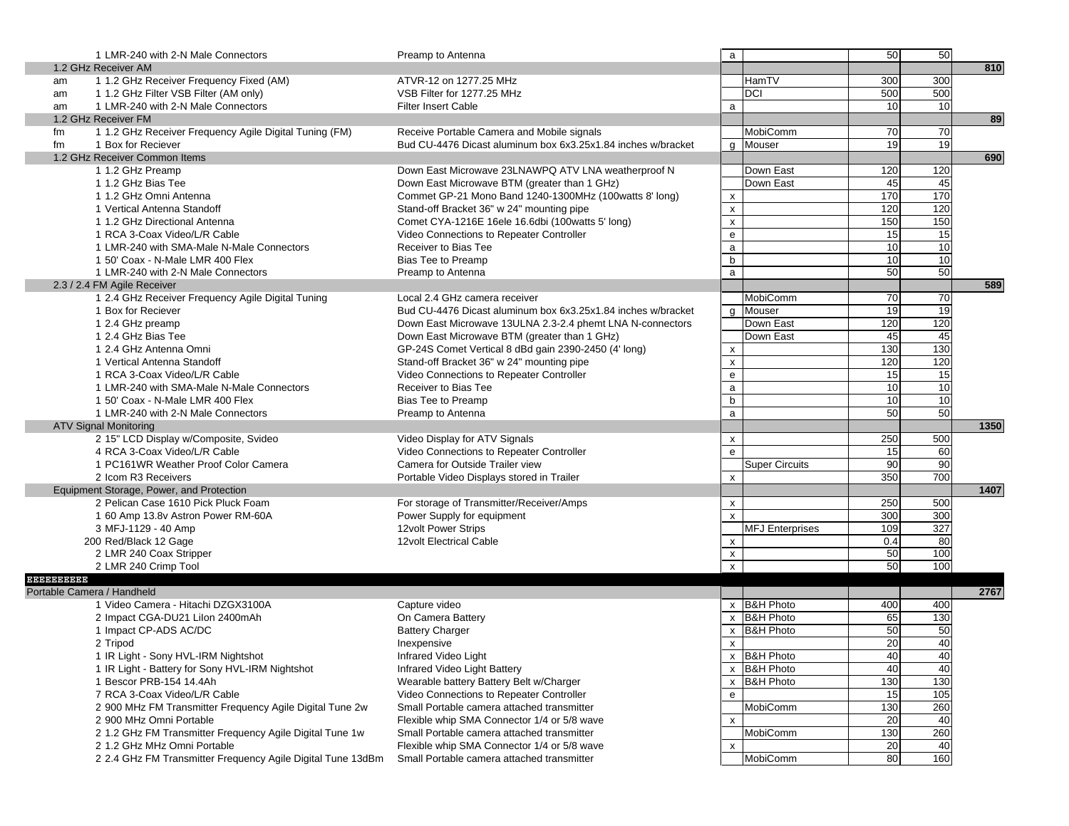| | Item | Description | | Vendor | Unit | Total | Section Total |
|---|---|---|---|---|---|---|---|
| | 1 LMR-240 with 2-N Male Connectors | Preamp to Antenna | a | | 50 | 50 | |
| 1.2 GHz Receiver AM | | | | | | | 810 |
| am | 1 1.2 GHz Receiver Frequency Fixed (AM) | ATVR-12 on 1277.25 MHz | | HamTV | 300 | 300 | |
| am | 1 1.2 GHz Filter VSB Filter (AM only) | VSB Filter for 1277.25 MHz | | DCI | 500 | 500 | |
| am | 1 LMR-240 with 2-N Male Connectors | Filter Insert Cable | a | | 10 | 10 | |
| 1.2 GHz Receiver FM | | | | | | | 89 |
| fm | 1 1.2 GHz Receiver Frequency Agile Digital Tuning (FM) | Receive Portable Camera and Mobile signals | | MobiComm | 70 | 70 | |
| fm | 1 Box for Reciever | Bud CU-4476 Dicast aluminum box 6x3.25x1.84 inches w/bracket | g | Mouser | 19 | 19 | |
| 1.2 GHz Receiver Common Items | | | | | | | 690 |
| | 1 1.2 GHz Preamp | Down East Microwave 23LNAWPQ ATV LNA weatherproof N | | Down East | 120 | 120 | |
| | 1 1.2 GHz Bias Tee | Down East Microwave BTM (greater than 1 GHz) | | Down East | 45 | 45 | |
| | 1 1.2 GHz Omni Antenna | Commet GP-21 Mono Band 1240-1300MHz (100watts 8' long) | x | | 170 | 170 | |
| | 1 Vertical Antenna Standoff | Stand-off Bracket 36" w 24" mounting pipe | x | | 120 | 120 | |
| | 1 1.2 GHz Directional Antenna | Comet CYA-1216E 16ele 16.6dbi (100watts 5' long) | x | | 150 | 150 | |
| | 1 RCA 3-Coax Video/L/R Cable | Video Connections to Repeater Controller | e | | 15 | 15 | |
| | 1 LMR-240 with SMA-Male N-Male Connectors | Receiver to Bias Tee | a | | 10 | 10 | |
| | 1 50' Coax - N-Male LMR 400 Flex | Bias Tee to Preamp | b | | 10 | 10 | |
| | 1 LMR-240 with 2-N Male Connectors | Preamp to Antenna | a | | 50 | 50 | |
| 2.3 / 2.4 FM Agile Receiver | | | | | | | 589 |
| | 1 2.4 GHz Receiver Frequency Agile Digital Tuning | Local 2.4 GHz camera receiver | | MobiComm | 70 | 70 | |
| | 1 Box for Reciever | Bud CU-4476 Dicast aluminum box 6x3.25x1.84 inches w/bracket | g | Mouser | 19 | 19 | |
| | 1 2.4 GHz preamp | Down East Microwave 13ULNA 2.3-2.4 phemt LNA N-connectors | | Down East | 120 | 120 | |
| | 1 2.4 GHz Bias Tee | Down East Microwave BTM (greater than 1 GHz) | | Down East | 45 | 45 | |
| | 1 2.4 GHz Antenna Omni | GP-24S Comet Vertical 8 dBd gain 2390-2450 (4' long) | x | | 130 | 130 | |
| | 1 Vertical Antenna Standoff | Stand-off Bracket 36" w 24" mounting pipe | x | | 120 | 120 | |
| | 1 RCA 3-Coax Video/L/R Cable | Video Connections to Repeater Controller | e | | 15 | 15 | |
| | 1 LMR-240 with SMA-Male N-Male Connectors | Receiver to Bias Tee | a | | 10 | 10 | |
| | 1 50' Coax - N-Male LMR 400 Flex | Bias Tee to Preamp | b | | 10 | 10 | |
| | 1 LMR-240 with 2-N Male Connectors | Preamp to Antenna | a | | 50 | 50 | |
| ATV Signal Monitoring | | | | | | | 1350 |
| | 2 15" LCD Display w/Composite, Svideo | Video Display for ATV Signals | x | | 250 | 500 | |
| | 4 RCA 3-Coax Video/L/R Cable | Video Connections to Repeater Controller | e | | 15 | 60 | |
| | 1 PC161WR Weather Proof Color Camera | Camera for Outside Trailer view | | Super Circuits | 90 | 90 | |
| | 2 Icom R3 Receivers | Portable Video Displays stored in Trailer | x | | 350 | 700 | |
| Equipment Storage, Power, and Protection | | | | | | | 1407 |
| | 2 Pelican Case 1610 Pick Pluck Foam | For storage of Transmitter/Receiver/Amps | x | | 250 | 500 | |
| | 1 60 Amp 13.8v Astron Power RM-60A | Power Supply for equipment | x | | 300 | 300 | |
| | 3 MFJ-1129 - 40 Amp | 12volt Power Strips | | MFJ Enterprises | 109 | 327 | |
| | 200 Red/Black 12 Gage | 12volt Electrical Cable | x | | 0.4 | 80 | |
| | 2 LMR 240 Coax Stripper | | x | | 50 | 100 | |
| | 2 LMR 240 Crimp Tool | | x | | 50 | 100 | |
| EEEEEEEEEE | | | | | | | |
| Portable Camera / Handheld | | | | | | | 2767 |
| | 1 Video Camera - Hitachi DZGX3100A | Capture video | x | B&H Photo | 400 | 400 | |
| | 2 Impact CGA-DU21 LiIon 2400mAh | On Camera Battery | x | B&H Photo | 65 | 130 | |
| | 1 Impact CP-ADS AC/DC | Battery Charger | x | B&H Photo | 50 | 50 | |
| | 2 Tripod | Inexpensive | x | | 20 | 40 | |
| | 1 IR Light - Sony HVL-IRM Nightshot | Infrared Video Light | x | B&H Photo | 40 | 40 | |
| | 1 IR Light - Battery for Sony HVL-IRM Nightshot | Infrared Video Light Battery | x | B&H Photo | 40 | 40 | |
| | 1 Bescor PRB-154 14.4Ah | Wearable battery Battery Belt w/Charger | x | B&H Photo | 130 | 130 | |
| | 7 RCA 3-Coax Video/L/R Cable | Video Connections to Repeater Controller | e | | 15 | 105 | |
| | 2 900 MHz FM Transmitter Frequency Agile Digital Tune 2w | Small Portable camera attached transmitter | | MobiComm | 130 | 260 | |
| | 2 900 MHz Omni Portable | Flexible whip SMA Connector 1/4 or 5/8 wave | x | | 20 | 40 | |
| | 2 1.2 GHz FM Transmitter Frequency Agile Digital Tune 1w | Small Portable camera attached transmitter | | MobiComm | 130 | 260 | |
| | 2 1.2 GHz MHz Omni Portable | Flexible whip SMA Connector 1/4 or 5/8 wave | x | | 20 | 40 | |
| | 2 2.4 GHz FM Transmitter Frequency Agile Digital Tune 13dBm | Small Portable camera attached transmitter | | MobiComm | 80 | 160 | |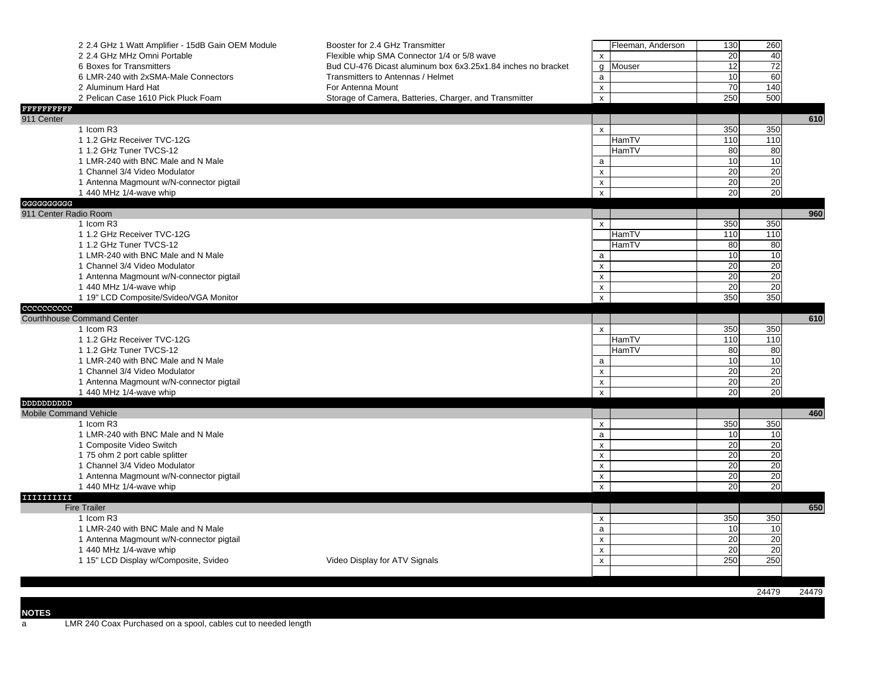| Item | Description | Note | Vendor | Unit Cost | Total | Section Total |
|---|---|---|---|---|---|---|
| 2 2.4 GHz 1 Watt Amplifier - 15dB Gain OEM Module | Booster for 2.4 GHz Transmitter | | Fleeman, Anderson | 130 | 260 | |
| 2 2.4 GHz MHz Omni Portable | Flexible whip SMA Connector 1/4 or 5/8 wave | x | | 20 | 40 | |
| 6 Boxes for Transmitters | Bud CU-476 Dicast aluminum box 6x3.25x1.84 inches no bracket | g | Mouser | 12 | 72 | |
| 6 LMR-240 with 2xSMA-Male Connectors | Transmitters to Antennas / Helmet | a | | 10 | 60 | |
| 2 Aluminum Hard Hat | For Antenna Mount | x | | 70 | 140 | |
| 2 Pelican Case 1610 Pick Pluck Foam | Storage of Camera, Batteries, Charger, and Transmitter | x | | 250 | 500 | |
| **FFFFFFFFFF** | | | | | | |
| 911 Center | | | | | | **610** |
| 1 Icom R3 | | x | | 350 | 350 | |
| 1 1.2 GHz Receiver TVC-12G | | | HamTV | 110 | 110 | |
| 1 1.2 GHz Tuner TVCS-12 | | | HamTV | 80 | 80 | |
| 1 LMR-240 with BNC Male and N Male | | a | | 10 | 10 | |
| 1 Channel 3/4 Video Modulator | | x | | 20 | 20 | |
| 1 Antenna Magmount w/N-connector pigtail | | x | | 20 | 20 | |
| 1 440 MHz 1/4-wave whip | | x | | 20 | 20 | |
| **GGGGGGGGGG** | | | | | | |
| 911 Center Radio Room | | | | | | **960** |
| 1 Icom R3 | | x | | 350 | 350 | |
| 1 1.2 GHz Receiver TVC-12G | | | HamTV | 110 | 110 | |
| 1 1.2 GHz Tuner TVCS-12 | | | HamTV | 80 | 80 | |
| 1 LMR-240 with BNC Male and N Male | | a | | 10 | 10 | |
| 1 Channel 3/4 Video Modulator | | x | | 20 | 20 | |
| 1 Antenna Magmount w/N-connector pigtail | | x | | 20 | 20 | |
| 1 440 MHz 1/4-wave whip | | x | | 20 | 20 | |
| 1 19" LCD Composite/Svideo/VGA Monitor | | x | | 350 | 350 | |
| **CCCCCCCCCC** | | | | | | |
| Courthhouse Command Center | | | | | | **610** |
| 1 Icom R3 | | x | | 350 | 350 | |
| 1 1.2 GHz Receiver TVC-12G | | | HamTV | 110 | 110 | |
| 1 1.2 GHz Tuner TVCS-12 | | | HamTV | 80 | 80 | |
| 1 LMR-240 with BNC Male and N Male | | a | | 10 | 10 | |
| 1 Channel 3/4 Video Modulator | | x | | 20 | 20 | |
| 1 Antenna Magmount w/N-connector pigtail | | x | | 20 | 20 | |
| 1 440 MHz 1/4-wave whip | | x | | 20 | 20 | |
| **DDDDDDDDDD** | | | | | | |
| Mobile Command Vehicle | | | | | | **460** |
| 1 Icom R3 | | x | | 350 | 350 | |
| 1 LMR-240 with BNC Male and N Male | | a | | 10 | 10 | |
| 1 Composite Video Switch | | x | | 20 | 20 | |
| 1 75 ohm 2 port cable splitter | | x | | 20 | 20 | |
| 1 Channel 3/4 Video Modulator | | x | | 20 | 20 | |
| 1 Antenna Magmount w/N-connector pigtail | | x | | 20 | 20 | |
| 1 440 MHz 1/4-wave whip | | x | | 20 | 20 | |
| **IIIIIIIIII** | | | | | | |
| Fire Trailer | | | | | | **650** |
| 1 Icom R3 | | x | | 350 | 350 | |
| 1 LMR-240 with BNC Male and N Male | | a | | 10 | 10 | |
| 1 Antenna Magmount w/N-connector pigtail | | x | | 20 | 20 | |
| 1 440 MHz 1/4-wave whip | | x | | 20 | 20 | |
| 1 15" LCD Display w/Composite, Svideo | Video Display for ATV Signals | x | | 250 | 250 | |
| | | | | | 24479 | 24479 |

**NOTES**

a LMR 240 Coax Purchased on a spool, cables cut to needed length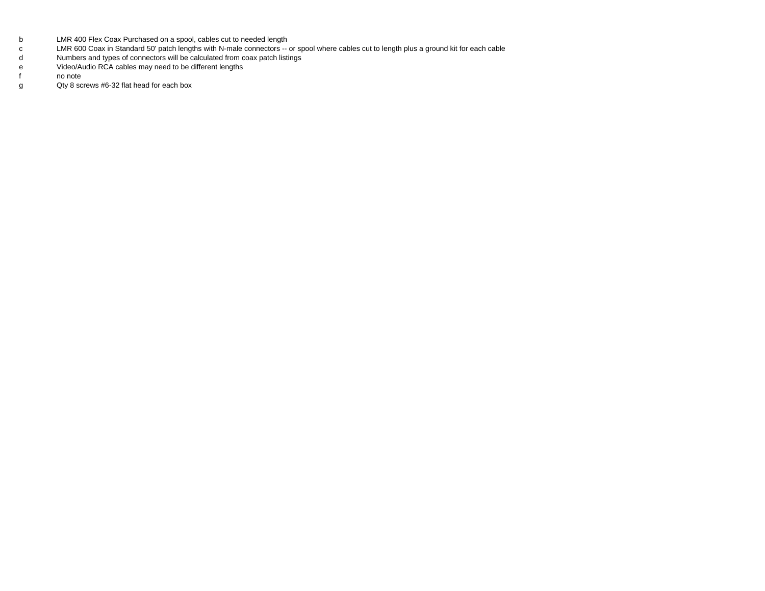| | |
|---|---|
| b | LMR 400 Flex Coax Purchased on a spool, cables cut to needed length |
| c | LMR 600 Coax in Standard 50' patch lengths with N-male connectors -- or spool where cables cut to length plus a ground kit for each cable |
| d | Numbers and types of connectors will be calculated from coax patch listings |
| e | Video/Audio RCA cables may need to be different lengths |
| f | no note |
| g | Qty 8 screws #6-32 flat head for each box |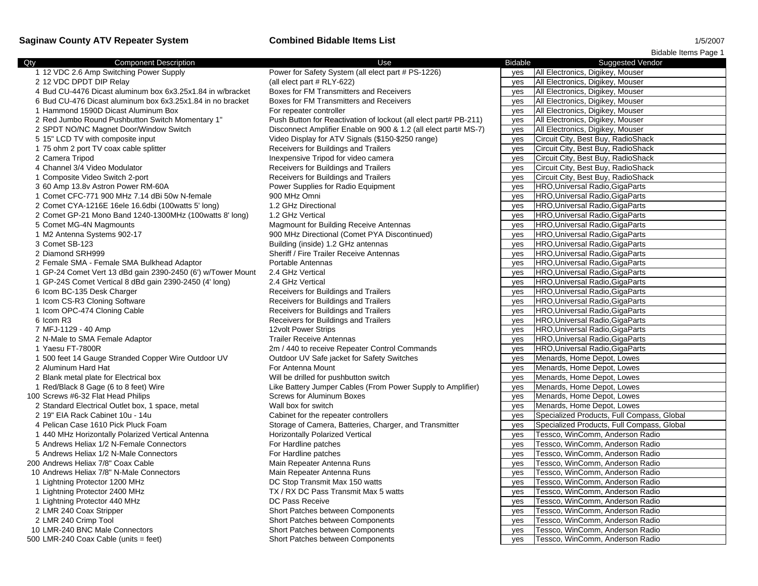**Saginaw County ATV Repeater System** **Combined Bidable Items List** 1/5/2007

Bidable Items Page 1

| Qty | Component Description | Use | Bidable | Suggested Vendor |
|---|---|---|---|---|
| 1 | 12 VDC 2.6 Amp Switching Power Supply | Power for Safety System (all elect part # PS-1226) | yes | All Electronics, Digikey, Mouser |
| 2 | 12 VDC DPDT DIP Relay | (all elect part # RLY-622) | yes | All Electronics, Digikey, Mouser |
| 4 | Bud CU-4476 Dicast aluminum box 6x3.25x1.84 in w/bracket | Boxes for FM Transmitters and Receivers | yes | All Electronics, Digikey, Mouser |
| 6 | Bud CU-476 Dicast aluminum box 6x3.25x1.84 in no bracket | Boxes for FM Transmitters and Receivers | yes | All Electronics, Digikey, Mouser |
| 1 | Hammond 1590D Dicast Aluminum Box | For repeater controller | yes | All Electronics, Digikey, Mouser |
| 2 | Red Jumbo Round Pushbutton Switch Momentary 1" | Push Button for Reactivation of lockout (all elect part# PB-211) | yes | All Electronics, Digikey, Mouser |
| 2 | SPDT NO/NC Magnet Door/Window Switch | Disconnect Amplifier Enable on 900 & 1.2 (all elect part# MS-7) | yes | All Electronics, Digikey, Mouser |
| 5 | 15" LCD TV with composite input | Video Display for ATV Signals ($150-$250 range) | yes | Circuit City, Best Buy, RadioShack |
| 1 | 75 ohm 2 port TV coax cable splitter | Receivers for Buildings and Trailers | yes | Circuit City, Best Buy, RadioShack |
| 2 | Camera Tripod | Inexpensive Tripod for video camera | yes | Circuit City, Best Buy, RadioShack |
| 4 | Channel 3/4 Video Modulator | Receivers for Buildings and Trailers | yes | Circuit City, Best Buy, RadioShack |
| 1 | Composite Video Switch 2-port | Receivers for Buildings and Trailers | yes | Circuit City, Best Buy, RadioShack |
| 3 | 60 Amp 13.8v Astron Power RM-60A | Power Supplies for Radio Equipment | yes | HRO,Universal Radio,GigaParts |
| 1 | Comet CFC-771 900 MHz 7.14 dBi 50w N-female | 900 MHz Omni | yes | HRO,Universal Radio,GigaParts |
| 2 | Comet CYA-1216E 16ele 16.6dbi (100watts 5' long) | 1.2 GHz Directional | yes | HRO,Universal Radio,GigaParts |
| 2 | Comet GP-21 Mono Band 1240-1300MHz (100watts 8' long) | 1.2 GHz Vertical | yes | HRO,Universal Radio,GigaParts |
| 5 | Comet MG-4N Magmounts | Magmount for Building Receive Antennas | yes | HRO,Universal Radio,GigaParts |
| 1 | M2 Antenna Systems 902-17 | 900 MHz Directional (Comet PYA Discontinued) | yes | HRO,Universal Radio,GigaParts |
| 3 | Comet SB-123 | Building (inside) 1.2 GHz antennas | yes | HRO,Universal Radio,GigaParts |
| 2 | Diamond SRH999 | Sheriff / Fire Trailer Receive Antennas | yes | HRO,Universal Radio,GigaParts |
| 2 | Female SMA - Female SMA Bulkhead Adaptor | Portable Antennas | yes | HRO,Universal Radio,GigaParts |
| 1 | GP-24 Comet Vert 13 dBd gain 2390-2450 (6') w/Tower Mount | 2.4 GHz Vertical | yes | HRO,Universal Radio,GigaParts |
| 1 | GP-24S Comet Vertical 8 dBd gain 2390-2450 (4' long) | 2.4 GHz Vertical | yes | HRO,Universal Radio,GigaParts |
| 6 | Icom BC-135 Desk Charger | Receivers for Buildings and Trailers | yes | HRO,Universal Radio,GigaParts |
| 1 | Icom CS-R3 Cloning Software | Receivers for Buildings and Trailers | yes | HRO,Universal Radio,GigaParts |
| 1 | Icom OPC-474 Cloning Cable | Receivers for Buildings and Trailers | yes | HRO,Universal Radio,GigaParts |
| 6 | Icom R3 | Receivers for Buildings and Trailers | yes | HRO,Universal Radio,GigaParts |
| 7 | MFJ-1129 - 40 Amp | 12volt Power Strips | yes | HRO,Universal Radio,GigaParts |
| 2 | N-Male to SMA Female Adaptor | Trailer Receive Antennas | yes | HRO,Universal Radio,GigaParts |
| 1 | Yaesu FT-7800R | 2m / 440 to receive Repeater Control Commands | yes | HRO,Universal Radio,GigaParts |
| 1 | 500 feet 14 Gauge Stranded Copper Wire Outdoor UV | Outdoor UV Safe jacket for Safety Switches | yes | Menards, Home Depot, Lowes |
| 2 | Aluminum Hard Hat | For Antenna Mount | yes | Menards, Home Depot, Lowes |
| 2 | Blank metal plate for Electrical box | Will be drilled for pushbutton switch | yes | Menards, Home Depot, Lowes |
| 1 | Red/Black 8 Gage (6 to 8 feet) Wire | Like Battery Jumper Cables (From Power Supply to Amplifier) | yes | Menards, Home Depot, Lowes |
| 100 | Screws #6-32 Flat Head Philips | Screws for Aluminum Boxes | yes | Menards, Home Depot, Lowes |
| 2 | Standard Electrical Outlet box, 1 space, metal | Wall box for switch | yes | Menards, Home Depot, Lowes |
| 2 | 19" EIA Rack Cabinet 10u - 14u | Cabinet for the repeater controllers | yes | Specialized Products, Full Compass, Global |
| 4 | Pelican Case 1610 Pick Pluck Foam | Storage of Camera, Batteries, Charger, and Transmitter | yes | Specialized Products, Full Compass, Global |
| 1 | 440 MHz Horizontally Polarized Vertical Antenna | Horizontally Polarized Vertical | yes | Tessco, WinComm, Anderson Radio |
| 5 | Andrews Heliax 1/2 N-Female Connectors | For Hardline patches | yes | Tessco, WinComm, Anderson Radio |
| 5 | Andrews Heliax 1/2 N-Male Connectors | For Hardline patches | yes | Tessco, WinComm, Anderson Radio |
| 200 | Andrews Heliax 7/8" Coax Cable | Main Repeater Antenna Runs | yes | Tessco, WinComm, Anderson Radio |
| 10 | Andrews Heliax 7/8" N-Male Connectors | Main Repeater Antenna Runs | yes | Tessco, WinComm, Anderson Radio |
| 1 | Lightning Protector 1200 MHz | DC Stop Transmit Max 150 watts | yes | Tessco, WinComm, Anderson Radio |
| 1 | Lightning Protector 2400 MHz | TX / RX DC Pass Transmit Max 5 watts | yes | Tessco, WinComm, Anderson Radio |
| 1 | Lightning Protector 440 MHz | DC Pass Receive | yes | Tessco, WinComm, Anderson Radio |
| 2 | LMR 240 Coax Stripper | Short Patches between Components | yes | Tessco, WinComm, Anderson Radio |
| 2 | LMR 240 Crimp Tool | Short Patches between Components | yes | Tessco, WinComm, Anderson Radio |
| 10 | LMR-240 BNC Male Connectors | Short Patches between Components | yes | Tessco, WinComm, Anderson Radio |
| 500 | LMR-240 Coax Cable (units = feet) | Short Patches between Components | yes | Tessco, WinComm, Anderson Radio |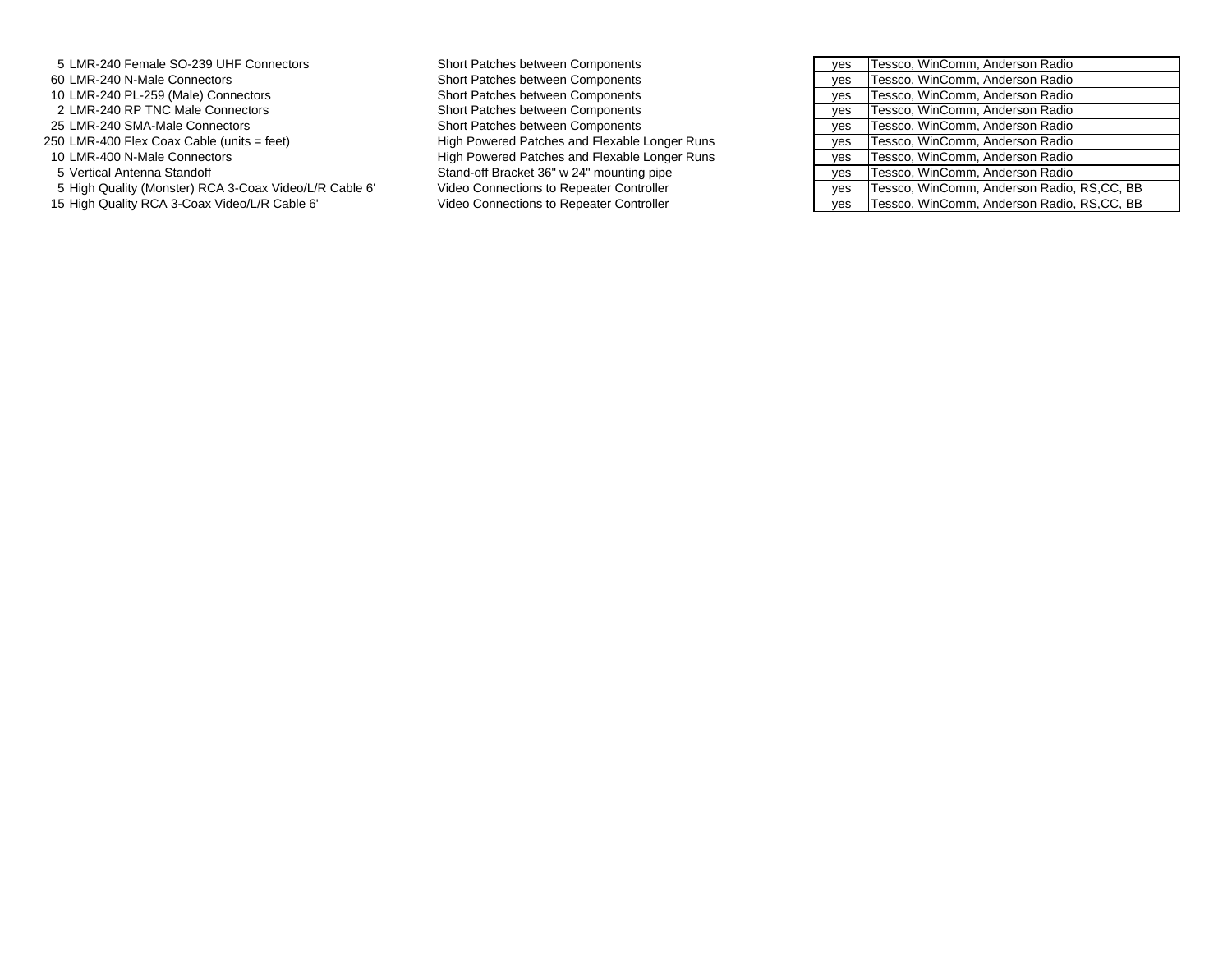| Qty | Item | Purpose | | Vendors |
|---|---|---|---|---|
| 5 | LMR-240 Female SO-239 UHF Connectors | Short Patches between Components | yes | Tessco, WinComm, Anderson Radio |
| 60 | LMR-240 N-Male Connectors | Short Patches between Components | yes | Tessco, WinComm, Anderson Radio |
| 10 | LMR-240 PL-259 (Male) Connectors | Short Patches between Components | yes | Tessco, WinComm, Anderson Radio |
| 2 | LMR-240 RP TNC Male Connectors | Short Patches between Components | yes | Tessco, WinComm, Anderson Radio |
| 25 | LMR-240 SMA-Male Connectors | Short Patches between Components | yes | Tessco, WinComm, Anderson Radio |
| 250 | LMR-400 Flex Coax Cable (units = feet) | High Powered Patches and Flexable Longer Runs | yes | Tessco, WinComm, Anderson Radio |
| 10 | LMR-400 N-Male Connectors | High Powered Patches and Flexable Longer Runs | yes | Tessco, WinComm, Anderson Radio |
| 5 | Vertical Antenna Standoff | Stand-off Bracket 36" w 24" mounting pipe | yes | Tessco, WinComm, Anderson Radio |
| 5 | High Quality (Monster) RCA 3-Coax Video/L/R Cable 6' | Video Connections to Repeater Controller | yes | Tessco, WinComm, Anderson Radio, RS,CC, BB |
| 15 | High Quality RCA 3-Coax Video/L/R Cable 6' | Video Connections to Repeater Controller | yes | Tessco, WinComm, Anderson Radio, RS,CC, BB |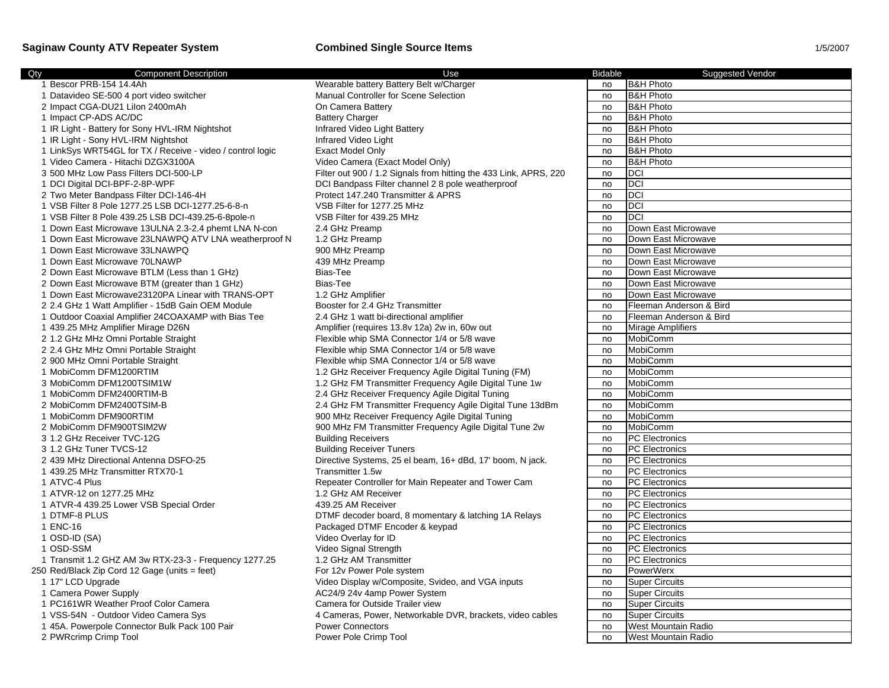**Saginaw County ATV Repeater System** **Combined Single Source Items** 1/5/2007

| Qty | Component Description | Use | Bidable | Suggested Vendor |
|---|---|---|---|---|
| 1 | Bescor PRB-154 14.4Ah | Wearable battery Battery Belt w/Charger | no | B&H Photo |
| 1 | Datavideo SE-500 4 port video switcher | Manual Controller for Scene Selection | no | B&H Photo |
| 2 | Impact CGA-DU21 LiIon 2400mAh | On Camera Battery | no | B&H Photo |
| 1 | Impact CP-ADS AC/DC | Battery Charger | no | B&H Photo |
| 1 | IR Light - Battery for Sony HVL-IRM Nightshot | Infrared Video Light Battery | no | B&H Photo |
| 1 | IR Light - Sony HVL-IRM Nightshot | Infrared Video Light | no | B&H Photo |
| 1 | LinkSys WRT54GL for TX / Receive - video / control logic | Exact Model Only | no | B&H Photo |
| 1 | Video Camera - Hitachi DZGX3100A | Video Camera (Exact Model Only) | no | B&H Photo |
| 3 | 500 MHz Low Pass Filters DCI-500-LP | Filter out 900 / 1.2 Signals from hitting the 433 Link, APRS, 220 | no | DCI |
| 1 | DCI Digital DCI-BPF-2-8P-WPF | DCI Bandpass Filter channel 2 8 pole weatherproof | no | DCI |
| 2 | Two Meter Bandpass Filter DCI-146-4H | Protect 147.240 Transmitter & APRS | no | DCI |
| 1 | VSB Filter 8 Pole 1277.25 LSB DCI-1277.25-6-8-n | VSB Filter for 1277.25 MHz | no | DCI |
| 1 | VSB Filter 8 Pole 439.25 LSB DCI-439.25-6-8pole-n | VSB Filter for 439.25 MHz | no | DCI |
| 1 | Down East Microwave 13ULNA 2.3-2.4 phemt LNA N-con | 2.4 GHz Preamp | no | Down East Microwave |
| 1 | Down East Microwave 23LNAWPQ ATV LNA weatherproof N | 1.2 GHz Preamp | no | Down East Microwave |
| 1 | Down East Microwave 33LNAWPQ | 900 MHz Preamp | no | Down East Microwave |
| 1 | Down East Microwave 70LNAWP | 439 MHz Preamp | no | Down East Microwave |
| 2 | Down East Microwave BTLM (Less than 1 GHz) | Bias-Tee | no | Down East Microwave |
| 2 | Down East Microwave BTM (greater than 1 GHz) | Bias-Tee | no | Down East Microwave |
| 1 | Down East Microwave23120PA Linear with TRANS-OPT | 1.2 GHz Amplifier | no | Down East Microwave |
| 2 | 2.4 GHz 1 Watt Amplifier - 15dB Gain OEM Module | Booster for 2.4 GHz Transmitter | no | Fleeman Anderson & Bird |
| 1 | Outdoor Coaxial Amplifier 24COAXAMP with Bias Tee | 2.4 GHz 1 watt bi-directional amplifier | no | Fleeman Anderson & Bird |
| 1 | 439.25 MHz Amplifier Mirage D26N | Amplifier (requires 13.8v 12a) 2w in, 60w out | no | Mirage Amplifiers |
| 2 | 1.2 GHz MHz Omni Portable Straight | Flexible whip SMA Connector 1/4 or 5/8 wave | no | MobiComm |
| 2 | 2.4 GHz MHz Omni Portable Straight | Flexible whip SMA Connector 1/4 or 5/8 wave | no | MobiComm |
| 2 | 900 MHz Omni Portable Straight | Flexible whip SMA Connector 1/4 or 5/8 wave | no | MobiComm |
| 1 | MobiComm DFM1200RTIM | 1.2 GHz Receiver Frequency Agile Digital Tuning (FM) | no | MobiComm |
| 3 | MobiComm DFM1200TSIM1W | 1.2 GHz FM Transmitter Frequency Agile Digital Tune 1w | no | MobiComm |
| 1 | MobiComm DFM2400RTIM-B | 2.4 GHz Receiver Frequency Agile Digital Tuning | no | MobiComm |
| 2 | MobiComm DFM2400TSIM-B | 2.4 GHz FM Transmitter Frequency Agile Digital Tune 13dBm | no | MobiComm |
| 1 | MobiComm DFM900RTIM | 900 MHz Receiver Frequency Agile Digital Tuning | no | MobiComm |
| 2 | MobiComm DFM900TSIM2W | 900 MHz FM Transmitter Frequency Agile Digital Tune 2w | no | MobiComm |
| 3 | 1.2 GHz Receiver TVC-12G | Building Receivers | no | PC Electronics |
| 3 | 1.2 GHz Tuner TVCS-12 | Building Receiver Tuners | no | PC Electronics |
| 2 | 439 MHz Directional Antenna DSFO-25 | Directive Systems, 25 el beam, 16+ dBd, 17' boom, N jack. | no | PC Electronics |
| 1 | 439.25 MHz Transmitter RTX70-1 | Transmitter 1.5w | no | PC Electronics |
| 1 | ATVC-4 Plus | Repeater Controller for Main Repeater and Tower Cam | no | PC Electronics |
| 1 | ATVR-12 on 1277.25 MHz | 1.2 GHz AM Receiver | no | PC Electronics |
| 1 | ATVR-4 439.25 Lower VSB Special Order | 439.25 AM Receiver | no | PC Electronics |
| 1 | DTMF-8 PLUS | DTMF decoder board, 8 momentary & latching 1A Relays | no | PC Electronics |
| 1 | ENC-16 | Packaged DTMF Encoder & keypad | no | PC Electronics |
| 1 | OSD-ID (SA) | Video Overlay for ID | no | PC Electronics |
| 1 | OSD-SSM | Video Signal Strength | no | PC Electronics |
| 1 | Transmit 1.2 GHZ AM 3w RTX-23-3 - Frequency 1277.25 | 1.2 GHz AM Transmitter | no | PC Electronics |
| 250 | Red/Black Zip Cord 12 Gage (units = feet) | For 12v Power Pole system | no | PowerWerx |
| 1 | 17" LCD Upgrade | Video Display w/Composite, Svideo, and VGA inputs | no | Super Circuits |
| 1 | Camera Power Supply | AC24/9 24v 4amp Power System | no | Super Circuits |
| 1 | PC161WR Weather Proof Color Camera | Camera for Outside Trailer view | no | Super Circuits |
| 1 | VSS-54N - Outdoor Video Camera Sys | 4 Cameras, Power, Networkable DVR, brackets, video cables | no | Super Circuits |
| 1 | 45A. Powerpole Connector Bulk Pack 100 Pair | Power Connectors | no | West Mountain Radio |
| 2 | PWRcrimp Crimp Tool | Power Pole Crimp Tool | no | West Mountain Radio |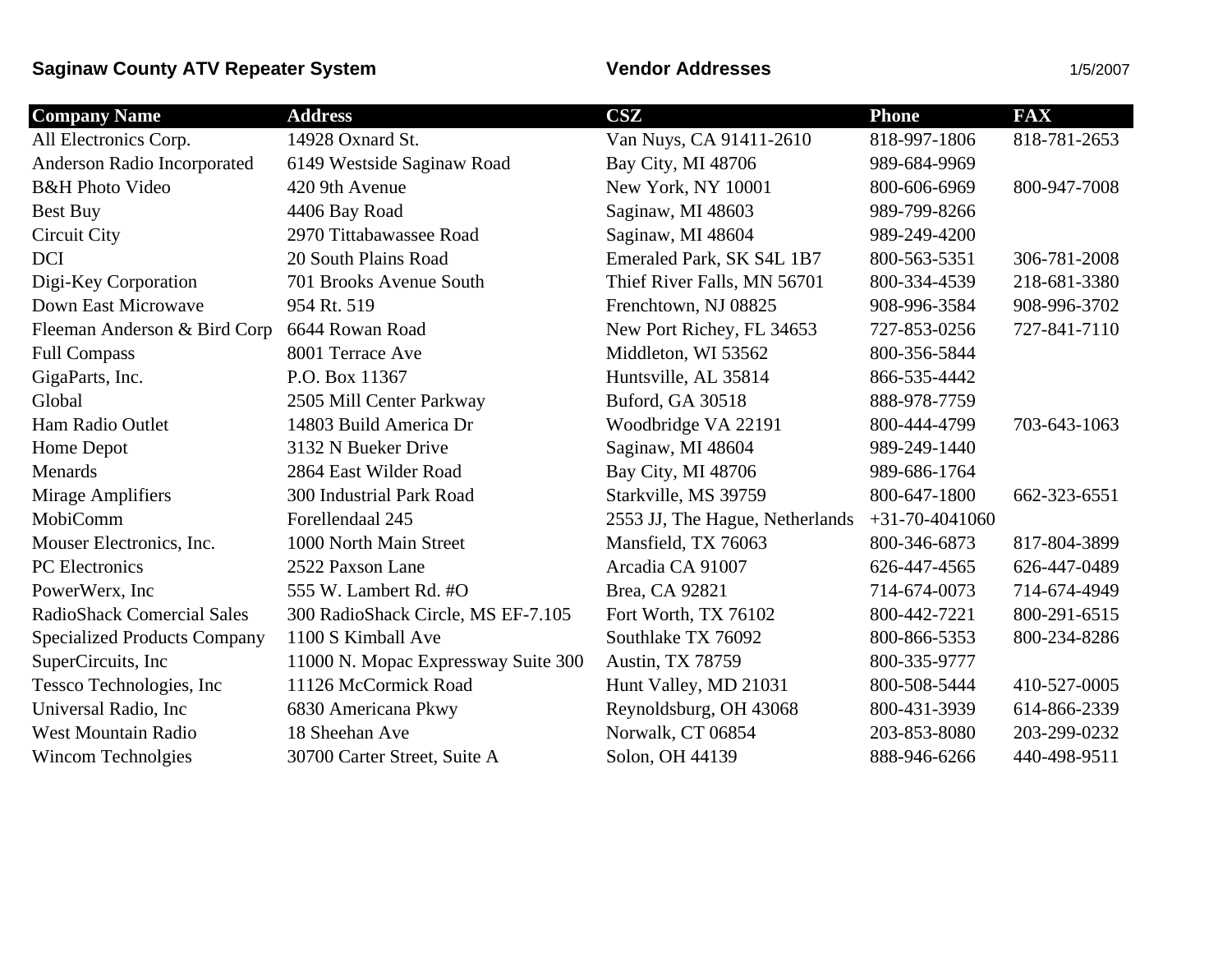**Saginaw County ATV Repeater System** **Vendor Addresses** 1/5/2007

| Company Name | Address | CSZ | Phone | FAX |
|---|---|---|---|---|
| All Electronics Corp. | 14928 Oxnard St. | Van Nuys, CA 91411-2610 | 818-997-1806 | 818-781-2653 |
| Anderson Radio Incorporated | 6149 Westside Saginaw Road | Bay City, MI 48706 | 989-684-9969 | |
| B&H Photo Video | 420 9th Avenue | New York, NY 10001 | 800-606-6969 | 800-947-7008 |
| Best Buy | 4406 Bay Road | Saginaw, MI 48603 | 989-799-8266 | |
| Circuit City | 2970 Tittabawassee Road | Saginaw, MI 48604 | 989-249-4200 | |
| DCI | 20 South Plains Road | Emeraled Park, SK S4L 1B7 | 800-563-5351 | 306-781-2008 |
| Digi-Key Corporation | 701 Brooks Avenue South | Thief River Falls, MN 56701 | 800-334-4539 | 218-681-3380 |
| Down East Microwave | 954 Rt. 519 | Frenchtown, NJ 08825 | 908-996-3584 | 908-996-3702 |
| Fleeman Anderson & Bird Corp | 6644 Rowan Road | New Port Richey, FL 34653 | 727-853-0256 | 727-841-7110 |
| Full Compass | 8001 Terrace Ave | Middleton, WI 53562 | 800-356-5844 | |
| GigaParts, Inc. | P.O. Box 11367 | Huntsville, AL 35814 | 866-535-4442 | |
| Global | 2505 Mill Center Parkway | Buford, GA 30518 | 888-978-7759 | |
| Ham Radio Outlet | 14803 Build America Dr | Woodbridge VA 22191 | 800-444-4799 | 703-643-1063 |
| Home Depot | 3132 N Bueker Drive | Saginaw, MI 48604 | 989-249-1440 | |
| Menards | 2864 East Wilder Road | Bay City, MI 48706 | 989-686-1764 | |
| Mirage Amplifiers | 300 Industrial Park Road | Starkville, MS 39759 | 800-647-1800 | 662-323-6551 |
| MobiComm | Forellendaal 245 | 2553 JJ, The Hague, Netherlands | +31-70-4041060 | |
| Mouser Electronics, Inc. | 1000 North Main Street | Mansfield, TX 76063 | 800-346-6873 | 817-804-3899 |
| PC Electronics | 2522 Paxson Lane | Arcadia CA 91007 | 626-447-4565 | 626-447-0489 |
| PowerWerx, Inc | 555 W. Lambert Rd. #O | Brea, CA 92821 | 714-674-0073 | 714-674-4949 |
| RadioShack Comercial Sales | 300 RadioShack Circle, MS EF-7.105 | Fort Worth, TX 76102 | 800-442-7221 | 800-291-6515 |
| Specialized Products Company | 1100 S Kimball Ave | Southlake TX 76092 | 800-866-5353 | 800-234-8286 |
| SuperCircuits, Inc | 11000 N. Mopac Expressway Suite 300 | Austin, TX 78759 | 800-335-9777 | |
| Tessco Technologies, Inc | 11126 McCormick Road | Hunt Valley, MD 21031 | 800-508-5444 | 410-527-0005 |
| Universal Radio, Inc | 6830 Americana Pkwy | Reynoldsburg, OH 43068 | 800-431-3939 | 614-866-2339 |
| West Mountain Radio | 18 Sheehan Ave | Norwalk, CT 06854 | 203-853-8080 | 203-299-0232 |
| Wincom Technolgies | 30700 Carter Street, Suite A | Solon, OH 44139 | 888-946-6266 | 440-498-9511 |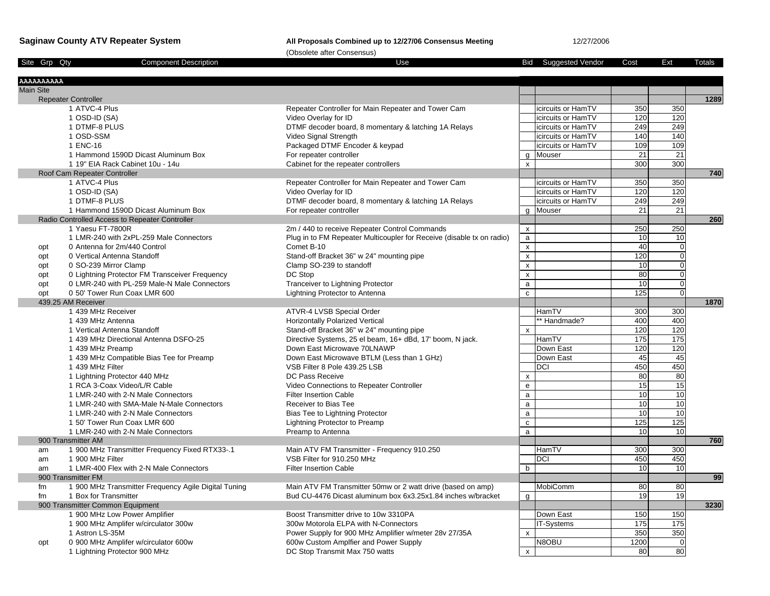**Saginaw County ATV Repeater System** — **All Proposals Combined up to 12/27/06 Consensus Meeting** — 12/27/2006

(Obsolete after Consensus)

| Site | Grp | Qty | Component Description | Use | Bid | Suggested Vendor | Cost | Ext | Totals |
|---|---|---|---|---|---|---|---|---|---|
| AAAAAAAAAA | | | | | | | | | |
| Main Site | | | | | | | | | |
| | Repeater Controller | | | | | | | | 1289 |
| | | 1 | ATVC-4 Plus | Repeater Controller for Main Repeater and Tower Cam | | icircuits or HamTV | 350 | 350 | |
| | | 1 | OSD-ID (SA) | Video Overlay for ID | | icircuits or HamTV | 120 | 120 | |
| | | 1 | DTMF-8 PLUS | DTMF decoder board, 8 momentary & latching 1A Relays | | icircuits or HamTV | 249 | 249 | |
| | | 1 | OSD-SSM | Video Signal Strength | | icircuits or HamTV | 140 | 140 | |
| | | 1 | ENC-16 | Packaged DTMF Encoder & keypad | | icircuits or HamTV | 109 | 109 | |
| | | 1 | Hammond 1590D Dicast Aluminum Box | For repeater controller | g | Mouser | 21 | 21 | |
| | | 1 | 19" EIA Rack Cabinet 10u - 14u | Cabinet for the repeater controllers | x | | 300 | 300 | |
| | Roof Cam Repeater Controller | | | | | | | | 740 |
| | | 1 | ATVC-4 Plus | Repeater Controller for Main Repeater and Tower Cam | | icircuits or HamTV | 350 | 350 | |
| | | 1 | OSD-ID (SA) | Video Overlay for ID | | icircuits or HamTV | 120 | 120 | |
| | | 1 | DTMF-8 PLUS | DTMF decoder board, 8 momentary & latching 1A Relays | | icircuits or HamTV | 249 | 249 | |
| | | 1 | Hammond 1590D Dicast Aluminum Box | For repeater controller | g | Mouser | 21 | 21 | |
| | Radio Controlled Access to Repeater Controller | | | | | | | | 260 |
| | | 1 | Yaesu FT-7800R | 2m / 440 to receive Repeater Control Commands | x | | 250 | 250 | |
| | | 1 | LMR-240 with 2xPL-259 Male Connectors | Plug in to FM Repeater Multicoupler for Receive (disable tx on radio) | a | | 10 | 10 | |
| opt | | 0 | Antenna for 2m/440 Control | Comet B-10 | x | | 40 | 0 | |
| opt | | 0 | Vertical Antenna Standoff | Stand-off Bracket 36" w 24" mounting pipe | x | | 120 | 0 | |
| opt | | 0 | SO-239 Mirror Clamp | Clamp SO-239 to standoff | x | | 10 | 0 | |
| opt | | 0 | Lightning Protector FM Transceiver Frequency | DC Stop | x | | 80 | 0 | |
| opt | | 0 | LMR-240 with PL-259 Male-N Male Connectors | Tranceiver to Lightning Protector | a | | 10 | 0 | |
| opt | | 0 | 50' Tower Run Coax LMR 600 | Lightning Protector to Antenna | c | | 125 | 0 | |
| | 439.25 AM Receiver | | | | | | | | 1870 |
| | | 1 | 439 MHz Receiver | ATVR-4 LVSB Special Order | | HamTV | 300 | 300 | |
| | | 1 | 439 MHz Antenna | Horizontally Polarized Vertical | | ** Handmade? | 400 | 400 | |
| | | 1 | Vertical Antenna Standoff | Stand-off Bracket 36" w 24" mounting pipe | x | | 120 | 120 | |
| | | 1 | 439 MHz Directional Antenna DSFO-25 | Directive Systems, 25 el beam, 16+ dBd, 17' boom, N jack. | | HamTV | 175 | 175 | |
| | | 1 | 439 MHz Preamp | Down East Microwave 70LNAWP | | Down East | 120 | 120 | |
| | | 1 | 439 MHz Compatible Bias Tee for Preamp | Down East Microwave BTLM (Less than 1 GHz) | | Down East | 45 | 45 | |
| | | 1 | 439 MHz Filter | VSB Filter 8 Pole 439.25 LSB | | DCI | 450 | 450 | |
| | | 1 | Lightning Protector 440 MHz | DC Pass Receive | x | | 80 | 80 | |
| | | 1 | RCA 3-Coax Video/L/R Cable | Video Connections to Repeater Controller | e | | 15 | 15 | |
| | | 1 | LMR-240 with 2-N Male Connectors | Filter Insertion Cable | a | | 10 | 10 | |
| | | 1 | LMR-240 with SMA-Male N-Male Connectors | Receiver to Bias Tee | a | | 10 | 10 | |
| | | 1 | LMR-240 with 2-N Male Connectors | Bias Tee to Lightning Protector | a | | 10 | 10 | |
| | | 1 | 50' Tower Run Coax LMR 600 | Lightning Protector to Preamp | c | | 125 | 125 | |
| | | 1 | LMR-240 with 2-N Male Connectors | Preamp to Antenna | a | | 10 | 10 | |
| | 900 Transmitter AM | | | | | | | | 760 |
| am | | 1 | 900 MHz Transmitter Frequency Fixed RTX33-.1 | Main ATV FM Transmitter - Frequency 910.250 | | HamTV | 300 | 300 | |
| am | | 1 | 900 MHz Filter | VSB Filter for 910.250 MHz | | DCI | 450 | 450 | |
| am | | 1 | LMR-400 Flex with 2-N Male Connectors | Filter Insertion Cable | b | | 10 | 10 | |
| | 900 Transmitter FM | | | | | | | | 99 |
| fm | | 1 | 900 MHz Transmitter Frequency Agile Digital Tuning | Main ATV FM Transmitter 50mw or 2 watt drive (based on amp) | | MobiComm | 80 | 80 | |
| fm | | 1 | Box for Transmitter | Bud CU-4476 Dicast aluminum box 6x3.25x1.84 inches w/bracket | g | | 19 | 19 | |
| | 900 Transmitter Common Equipment | | | | | | | | 3230 |
| | | 1 | 900 MHz Low Power Amplifier | Boost Transmitter drive to 10w 3310PA | | Down East | 150 | 150 | |
| | | 1 | 900 MHz Amplifer w/circulator 300w | 300w Motorola ELPA with N-Connectors | | IT-Systems | 175 | 175 | |
| | | 1 | Astron LS-35M | Power Supply for 900 MHz Amplifier w/meter 28v 27/35A | x | | 350 | 350 | |
| opt | | 0 | 900 MHz Amplifer w/circulator 600w | 600w Custom Amplfier and Power Supply | | N8OBU | 1200 | 0 | |
| | | 1 | Lightning Protector 900 MHz | DC Stop Transmit Max 750 watts | x | | 80 | 80 | |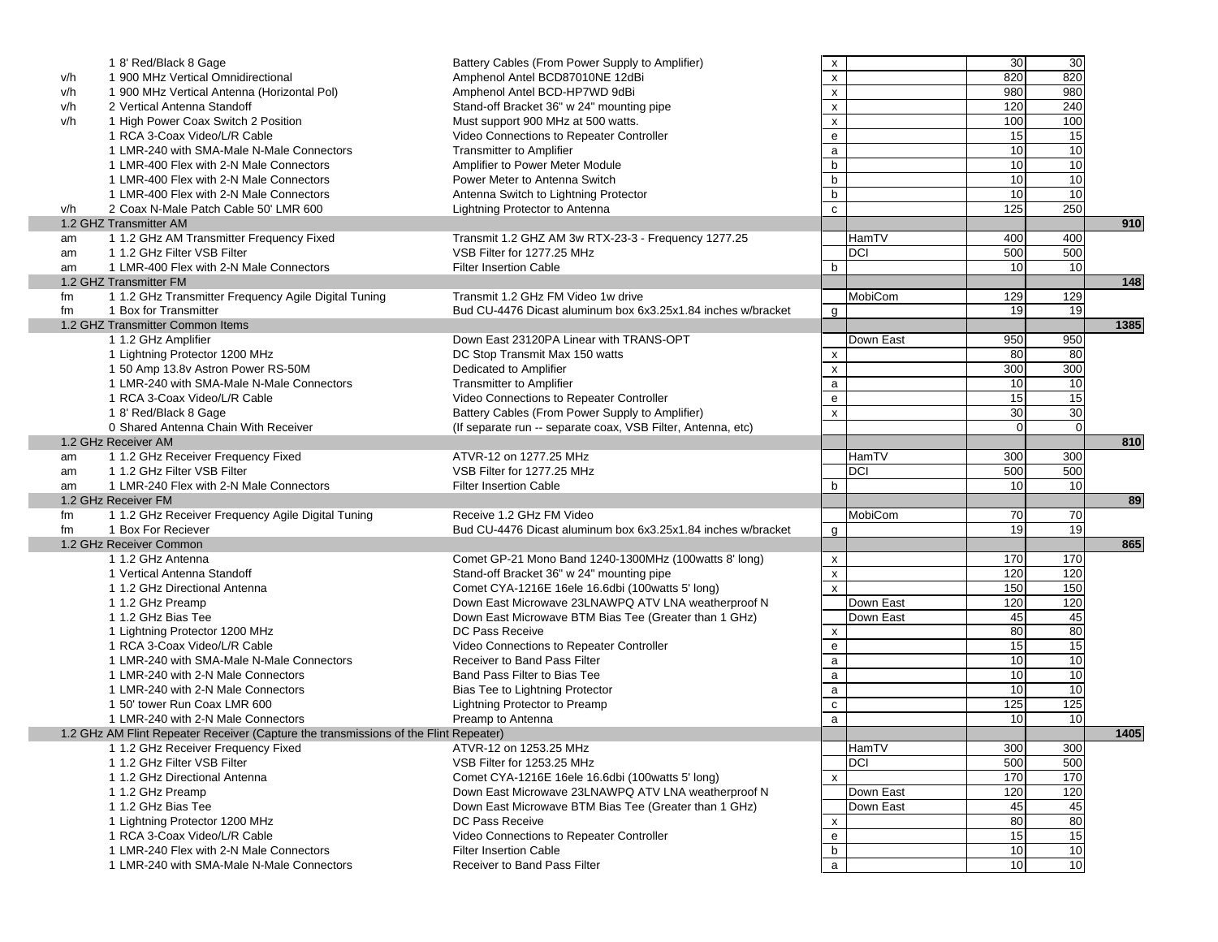| | Qty / Item | Description | Code | Vendor | Unit | Total | Section Total |
|---|---|---|---|---|---|---|---|
| | 1 8' Red/Black 8 Gage | Battery Cables (From Power Supply to Amplifier) | x | | 30 | 30 | |
| v/h | 1 900 MHz Vertical Omnidirectional | Amphenol Antel BCD87010NE 12dBi | x | | 820 | 820 | |
| v/h | 1 900 MHz Vertical Antenna (Horizontal Pol) | Amphenol Antel BCD-HP7WD 9dBi | x | | 980 | 980 | |
| v/h | 2 Vertical Antenna Standoff | Stand-off Bracket 36" w 24" mounting pipe | x | | 120 | 240 | |
| v/h | 1 High Power Coax Switch 2 Position | Must support 900 MHz at 500 watts. | x | | 100 | 100 | |
| | 1 RCA 3-Coax Video/L/R Cable | Video Connections to Repeater Controller | e | | 15 | 15 | |
| | 1 LMR-240 with SMA-Male N-Male Connectors | Transmitter to Amplifier | a | | 10 | 10 | |
| | 1 LMR-400 Flex with 2-N Male Connectors | Amplifier to Power Meter Module | b | | 10 | 10 | |
| | 1 LMR-400 Flex with 2-N Male Connectors | Power Meter to Antenna Switch | b | | 10 | 10 | |
| | 1 LMR-400 Flex with 2-N Male Connectors | Antenna Switch to Lightning Protector | b | | 10 | 10 | |
| v/h | 2 Coax N-Male Patch Cable 50' LMR 600 | Lightning Protector to Antenna | c | | 125 | 250 | |
| | **1.2 GHZ Transmitter AM** | | | | | | **910** |
| am | 1 1.2 GHz AM Transmitter Frequency Fixed | Transmit 1.2 GHZ AM 3w RTX-23-3 - Frequency 1277.25 | | HamTV | 400 | 400 | |
| am | 1 1.2 GHz Filter VSB Filter | VSB Filter for 1277.25 MHz | | DCI | 500 | 500 | |
| am | 1 LMR-400 Flex with 2-N Male Connectors | Filter Insertion Cable | b | | 10 | 10 | |
| | **1.2 GHZ Transmitter FM** | | | | | | **148** |
| fm | 1 1.2 GHz Transmitter Frequency Agile Digital Tuning | Transmit 1.2 GHz FM Video 1w drive | | MobiCom | 129 | 129 | |
| fm | 1 Box for Transmitter | Bud CU-4476 Dicast aluminum box 6x3.25x1.84 inches w/bracket | g | | 19 | 19 | |
| | **1.2 GHZ Transmitter Common Items** | | | | | | **1385** |
| | 1 1.2 GHz Amplifier | Down East 23120PA Linear with TRANS-OPT | | Down East | 950 | 950 | |
| | 1 Lightning Protector 1200 MHz | DC Stop Transmit Max 150 watts | x | | 80 | 80 | |
| | 1 50 Amp 13.8v Astron Power RS-50M | Dedicated to Amplifier | x | | 300 | 300 | |
| | 1 LMR-240 with SMA-Male N-Male Connectors | Transmitter to Amplifier | a | | 10 | 10 | |
| | 1 RCA 3-Coax Video/L/R Cable | Video Connections to Repeater Controller | e | | 15 | 15 | |
| | 1 8' Red/Black 8 Gage | Battery Cables (From Power Supply to Amplifier) | x | | 30 | 30 | |
| | 0 Shared Antenna Chain With Receiver | (If separate run -- separate coax, VSB Filter, Antenna, etc) | | | 0 | 0 | |
| | **1.2 GHz Receiver AM** | | | | | | **810** |
| am | 1 1.2 GHz Receiver Frequency Fixed | ATVR-12 on 1277.25 MHz | | HamTV | 300 | 300 | |
| am | 1 1.2 GHz Filter VSB Filter | VSB Filter for 1277.25 MHz | | DCI | 500 | 500 | |
| am | 1 LMR-240 Flex with 2-N Male Connectors | Filter Insertion Cable | b | | 10 | 10 | |
| | **1.2 GHz Receiver FM** | | | | | | **89** |
| fm | 1 1.2 GHz Receiver Frequency Agile Digital Tuning | Receive 1.2 GHz FM Video | | MobiCom | 70 | 70 | |
| fm | 1 Box For Reciever | Bud CU-4476 Dicast aluminum box 6x3.25x1.84 inches w/bracket | g | | 19 | 19 | |
| | **1.2 GHz Receiver Common** | | | | | | **865** |
| | 1 1.2 GHz Antenna | Comet GP-21 Mono Band 1240-1300MHz (100watts 8' long) | x | | 170 | 170 | |
| | 1 Vertical Antenna Standoff | Stand-off Bracket 36" w 24" mounting pipe | x | | 120 | 120 | |
| | 1 1.2 GHz Directional Antenna | Comet CYA-1216E 16ele 16.6dbi (100watts 5' long) | x | | 150 | 150 | |
| | 1 1.2 GHz Preamp | Down East Microwave 23LNAWPQ ATV LNA weatherproof N | | Down East | 120 | 120 | |
| | 1 1.2 GHz Bias Tee | Down East Microwave BTM Bias Tee (Greater than 1 GHz) | | Down East | 45 | 45 | |
| | 1 Lightning Protector 1200 MHz | DC Pass Receive | x | | 80 | 80 | |
| | 1 RCA 3-Coax Video/L/R Cable | Video Connections to Repeater Controller | e | | 15 | 15 | |
| | 1 LMR-240 with SMA-Male N-Male Connectors | Receiver to Band Pass Filter | a | | 10 | 10 | |
| | 1 LMR-240 with 2-N Male Connectors | Band Pass Filter to Bias Tee | a | | 10 | 10 | |
| | 1 LMR-240 with 2-N Male Connectors | Bias Tee to Lightning Protector | a | | 10 | 10 | |
| | 1 50' tower Run Coax LMR 600 | Lightning Protector to Preamp | c | | 125 | 125 | |
| | 1 LMR-240 with 2-N Male Connectors | Preamp to Antenna | a | | 10 | 10 | |
| | **1.2 GHz AM Flint Repeater Receiver (Capture the transmissions of the Flint Repeater)** | | | | | | **1405** |
| | 1 1.2 GHz Receiver Frequency Fixed | ATVR-12 on 1253.25 MHz | | HamTV | 300 | 300 | |
| | 1 1.2 GHz Filter VSB Filter | VSB Filter for 1253.25 MHz | | DCI | 500 | 500 | |
| | 1 1.2 GHz Directional Antenna | Comet CYA-1216E 16ele 16.6dbi (100watts 5' long) | x | | 170 | 170 | |
| | 1 1.2 GHz Preamp | Down East Microwave 23LNAWPQ ATV LNA weatherproof N | | Down East | 120 | 120 | |
| | 1 1.2 GHz Bias Tee | Down East Microwave BTM Bias Tee (Greater than 1 GHz) | | Down East | 45 | 45 | |
| | 1 Lightning Protector 1200 MHz | DC Pass Receive | x | | 80 | 80 | |
| | 1 RCA 3-Coax Video/L/R Cable | Video Connections to Repeater Controller | e | | 15 | 15 | |
| | 1 LMR-240 Flex with 2-N Male Connectors | Filter Insertion Cable | b | | 10 | 10 | |
| | 1 LMR-240 with SMA-Male N-Male Connectors | Receiver to Band Pass Filter | a | | 10 | 10 | |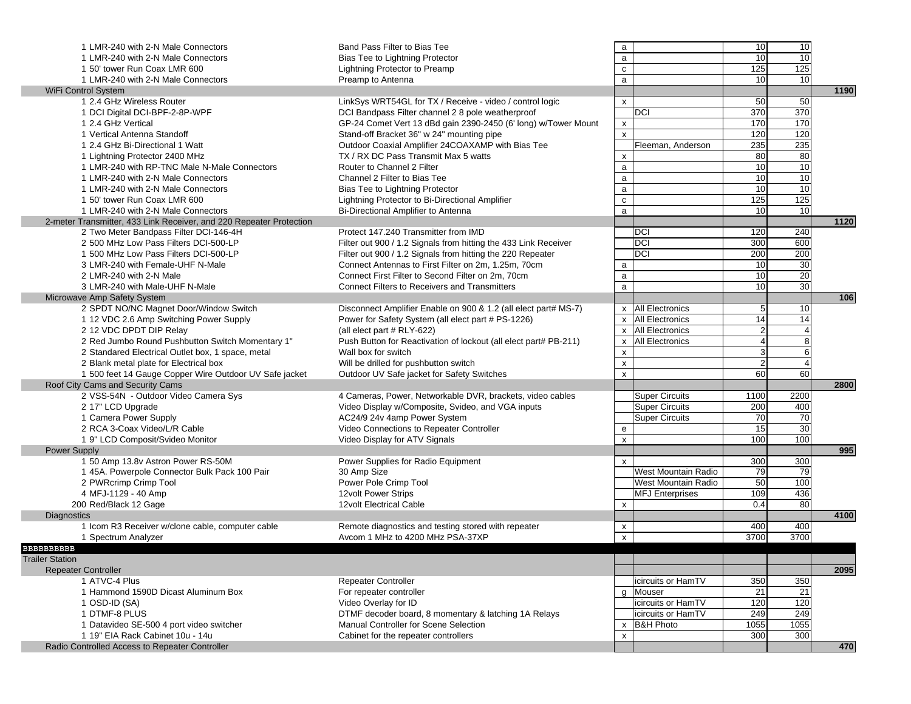| Qty | Item | Description | Code | Vendor | Unit | Total | Section Total |
|---|---|---|---|---|---|---|---|
| 1 | LMR-240 with 2-N Male Connectors | Band Pass Filter to Bias Tee | a | | 10 | 10 | |
| 1 | LMR-240 with 2-N Male Connectors | Bias Tee to Lightning Protector | a | | 10 | 10 | |
| 1 | 50' tower Run Coax LMR 600 | Lightning Protector to Preamp | c | | 125 | 125 | |
| 1 | LMR-240 with 2-N Male Connectors | Preamp to Antenna | a | | 10 | 10 | |
| WiFi Control System | | | | | | | 1190 |
| 1 | 2.4 GHz Wireless Router | LinkSys WRT54GL for TX / Receive - video / control logic | x | | 50 | 50 | |
| 1 | DCI Digital DCI-BPF-2-8P-WPF | DCI Bandpass Filter channel 2 8 pole weatherproof | | DCI | 370 | 370 | |
| 1 | 2.4 GHz Vertical | GP-24 Comet Vert 13 dBd gain 2390-2450 (6' long) w/Tower Mount | x | | 170 | 170 | |
| 1 | Vertical Antenna Standoff | Stand-off Bracket 36" w 24" mounting pipe | x | | 120 | 120 | |
| 1 | 2.4 GHz Bi-Directional 1 Watt | Outdoor Coaxial Amplifier 24COAXAMP with Bias Tee | | Fleeman, Anderson | 235 | 235 | |
| 1 | Lightning Protector 2400 MHz | TX / RX DC Pass Transmit Max 5 watts | x | | 80 | 80 | |
| 1 | LMR-240 with RP-TNC Male N-Male Connectors | Router to Channel 2 Filter | a | | 10 | 10 | |
| 1 | LMR-240 with 2-N Male Connectors | Channel 2 Filter to Bias Tee | a | | 10 | 10 | |
| 1 | LMR-240 with 2-N Male Connectors | Bias Tee to Lightning Protector | a | | 10 | 10 | |
| 1 | 50' tower Run Coax LMR 600 | Lightning Protector to Bi-Directional Amplifier | c | | 125 | 125 | |
| 1 | LMR-240 with 2-N Male Connectors | Bi-Directional Amplifier to Antenna | a | | 10 | 10 | |
| 2-meter Transmitter, 433 Link Receiver, and 220 Repeater Protection | | | | | | | 1120 |
| 2 | Two Meter Bandpass Filter DCI-146-4H | Protect 147.240 Transmitter from IMD | | DCI | 120 | 240 | |
| 2 | 500 MHz Low Pass Filters DCI-500-LP | Filter out 900 / 1.2 Signals from hitting the 433 Link Receiver | | DCI | 300 | 600 | |
| 1 | 500 MHz Low Pass Filters DCI-500-LP | Filter out 900 / 1.2 Signals from hitting the 220 Repeater | | DCI | 200 | 200 | |
| 3 | LMR-240 with Female-UHF N-Male | Connect Antennas to First Filter on 2m, 1.25m, 70cm | a | | 10 | 30 | |
| 2 | LMR-240 with 2-N Male | Connect First Filter to Second Filter on 2m, 70cm | a | | 10 | 20 | |
| 3 | LMR-240 with Male-UHF N-Male | Connect Filters to Receivers and Transmitters | a | | 10 | 30 | |
| Microwave Amp Safety System | | | | | | | 106 |
| 2 | SPDT NO/NC Magnet Door/Window Switch | Disconnect Amplifier Enable on 900 & 1.2 (all elect part# MS-7) | x | All Electronics | 5 | 10 | |
| 1 | 12 VDC 2.6 Amp Switching Power Supply | Power for Safety System (all elect part # PS-1226) | x | All Electronics | 14 | 14 | |
| 2 | 12 VDC DPDT DIP Relay | (all elect part # RLY-622) | x | All Electronics | 2 | 4 | |
| 2 | Red Jumbo Round Pushbutton Switch Momentary 1" | Push Button for Reactivation of lockout (all elect part# PB-211) | x | All Electronics | 4 | 8 | |
| 2 | Standared Electrical Outlet box, 1 space, metal | Wall box for switch | x | | 3 | 6 | |
| 2 | Blank metal plate for Electrical box | Will be drilled for pushbutton switch | x | | 2 | 4 | |
| 1 | 500 feet 14 Gauge Copper Wire Outdoor UV Safe jacket | Outdoor UV Safe jacket for Safety Switches | x | | 60 | 60 | |
| Roof City Cams and Security Cams | | | | | | | 2800 |
| 2 | VSS-54N - Outdoor Video Camera Sys | 4 Cameras, Power, Networkable DVR, brackets, video cables | | Super Circuits | 1100 | 2200 | |
| 2 | 17" LCD Upgrade | Video Display w/Composite, Svideo, and VGA inputs | | Super Circuits | 200 | 400 | |
| 1 | Camera Power Supply | AC24/9 24v 4amp Power System | | Super Circuits | 70 | 70 | |
| 2 | RCA 3-Coax Video/L/R Cable | Video Connections to Repeater Controller | e | | 15 | 30 | |
| 1 | 9" LCD Composit/Svideo Monitor | Video Display for ATV Signals | x | | 100 | 100 | |
| Power Supply | | | | | | | 995 |
| 1 | 50 Amp 13.8v Astron Power RS-50M | Power Supplies for Radio Equipment | x | | 300 | 300 | |
| 1 | 45A. Powerpole Connector Bulk Pack 100 Pair | 30 Amp Size | | West Mountain Radio | 79 | 79 | |
| 2 | PWRcrimp Crimp Tool | Power Pole Crimp Tool | | West Mountain Radio | 50 | 100 | |
| 4 | MFJ-1129 - 40 Amp | 12volt Power Strips | | MFJ Enterprises | 109 | 436 | |
| 200 | Red/Black 12 Gage | 12volt Electrical Cable | x | | 0.4 | 80 | |
| Diagnostics | | | | | | | 4100 |
| 1 | Icom R3 Receiver w/clone cable, computer cable | Remote diagnostics and testing stored with repeater | x | | 400 | 400 | |
| 1 | Spectrum Analyzer | Avcom 1 MHz to 4200 MHz PSA-37XP | x | | 3700 | 3700 | |
| BBBBBBBBB | | | | | | | |
| Trailer Station | | | | | | | |
| Repeater Controller | | | | | | | 2095 |
| 1 | ATVC-4 Plus | Repeater Controller | | icircuits or HamTV | 350 | 350 | |
| 1 | Hammond 1590D Dicast Aluminum Box | For repeater controller | g | Mouser | 21 | 21 | |
| 1 | OSD-ID (SA) | Video Overlay for ID | | icircuits or HamTV | 120 | 120 | |
| 1 | DTMF-8 PLUS | DTMF decoder board, 8 momentary & latching 1A Relays | | icircuits or HamTV | 249 | 249 | |
| 1 | Datavideo SE-500 4 port video switcher | Manual Controller for Scene Selection | x | B&H Photo | 1055 | 1055 | |
| 1 | 19" EIA Rack Cabinet 10u - 14u | Cabinet for the repeater controllers | x | | 300 | 300 | |
| Radio Controlled Access to Repeater Controller | | | | | | | 470 |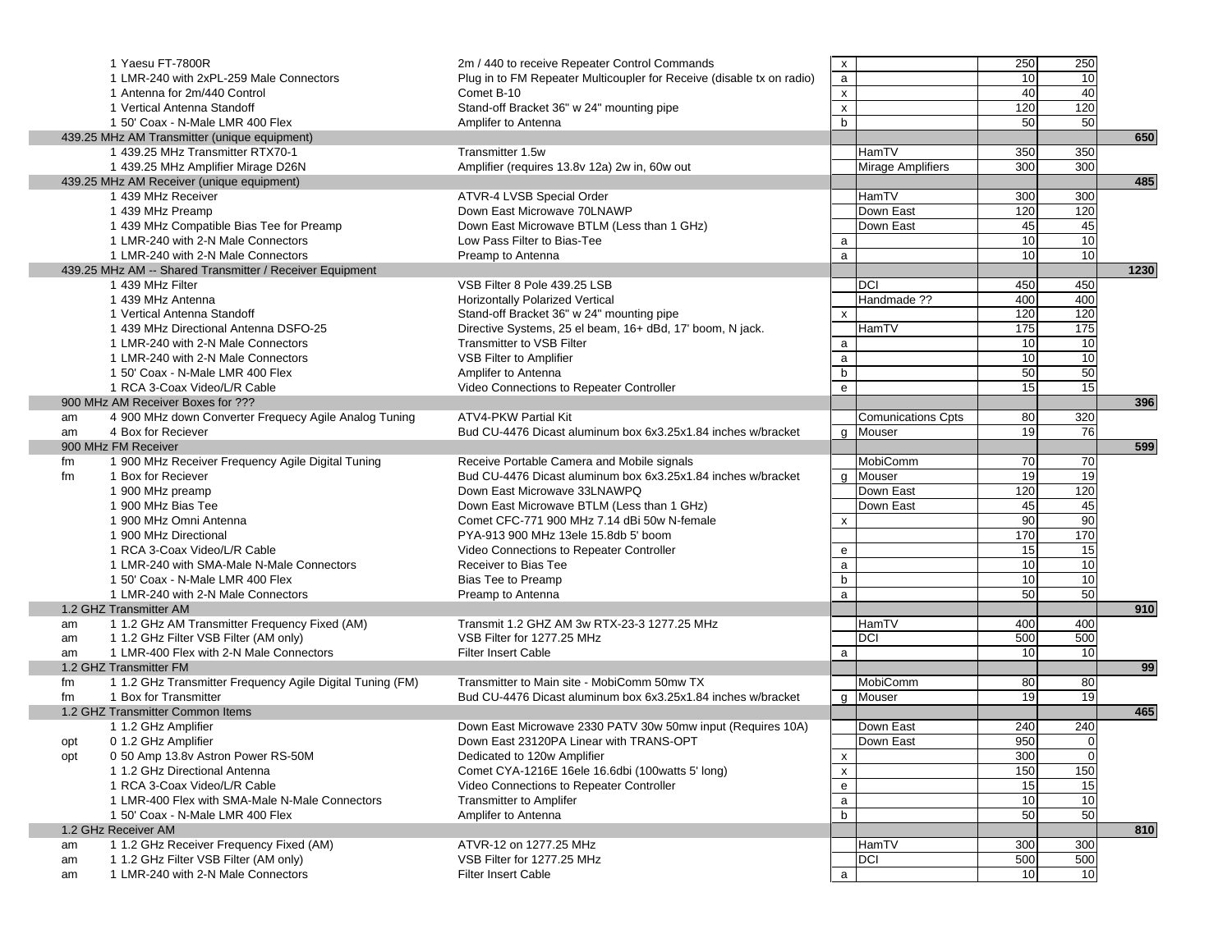| | | | | | | | |
|---|---|---|---|---|---|---|---|
| | 1 Yaesu FT-7800R | 2m / 440 to receive Repeater Control Commands | x | | 250 | 250 | |
| | 1 LMR-240 with 2xPL-259 Male Connectors | Plug in to FM Repeater Multicoupler for Receive (disable tx on radio) | a | | 10 | 10 | |
| | 1 Antenna for 2m/440 Control | Comet B-10 | x | | 40 | 40 | |
| | 1 Vertical Antenna Standoff | Stand-off Bracket 36" w 24" mounting pipe | x | | 120 | 120 | |
| | 1 50' Coax - N-Male LMR 400 Flex | Amplifer to Antenna | b | | 50 | 50 | |
| | 439.25 MHz AM Transmitter (unique equipment) | | | | | | **650** |
| | 1 439.25 MHz Transmitter RTX70-1 | Transmitter 1.5w | | HamTV | 350 | 350 | |
| | 1 439.25 MHz Amplifier Mirage D26N | Amplifier (requires 13.8v 12a) 2w in, 60w out | | Mirage Amplifiers | 300 | 300 | |
| | 439.25 MHz AM Receiver (unique equipment) | | | | | | **485** |
| | 1 439 MHz Receiver | ATVR-4 LVSB Special Order | | HamTV | 300 | 300 | |
| | 1 439 MHz Preamp | Down East Microwave 70LNAWP | | Down East | 120 | 120 | |
| | 1 439 MHz Compatible Bias Tee for Preamp | Down East Microwave BTLM (Less than 1 GHz) | | Down East | 45 | 45 | |
| | 1 LMR-240 with 2-N Male Connectors | Low Pass Filter to Bias-Tee | a | | 10 | 10 | |
| | 1 LMR-240 with 2-N Male Connectors | Preamp to Antenna | a | | 10 | 10 | |
| | 439.25 MHz AM -- Shared Transmitter / Receiver Equipment | | | | | | **1230** |
| | 1 439 MHz Filter | VSB Filter 8 Pole 439.25 LSB | | DCI | 450 | 450 | |
| | 1 439 MHz Antenna | Horizontally Polarized Vertical | | Handmade ?? | 400 | 400 | |
| | 1 Vertical Antenna Standoff | Stand-off Bracket 36" w 24" mounting pipe | x | | 120 | 120 | |
| | 1 439 MHz Directional Antenna DSFO-25 | Directive Systems, 25 el beam, 16+ dBd, 17' boom, N jack. | | HamTV | 175 | 175 | |
| | 1 LMR-240 with 2-N Male Connectors | Transmitter to VSB Filter | a | | 10 | 10 | |
| | 1 LMR-240 with 2-N Male Connectors | VSB Filter to Amplifier | a | | 10 | 10 | |
| | 1 50' Coax - N-Male LMR 400 Flex | Amplifer to Antenna | b | | 50 | 50 | |
| | 1 RCA 3-Coax Video/L/R Cable | Video Connections to Repeater Controller | e | | 15 | 15 | |
| | 900 MHz AM Receiver Boxes for ??? | | | | | | **396** |
| am | 4 900 MHz down Converter Frequecy Agile Analog Tuning | ATV4-PKW Partial Kit | | Comunications Cpts | 80 | 320 | |
| am | 4 Box for Reciever | Bud CU-4476 Dicast aluminum box 6x3.25x1.84 inches w/bracket | g | Mouser | 19 | 76 | |
| | 900 MHz FM Receiver | | | | | | **599** |
| fm | 1 900 MHz Receiver Frequency Agile Digital Tuning | Receive Portable Camera and Mobile signals | | MobiComm | 70 | 70 | |
| fm | 1 Box for Reciever | Bud CU-4476 Dicast aluminum box 6x3.25x1.84 inches w/bracket | g | Mouser | 19 | 19 | |
| | 1 900 MHz preamp | Down East Microwave 33LNAWPQ | | Down East | 120 | 120 | |
| | 1 900 MHz Bias Tee | Down East Microwave BTLM (Less than 1 GHz) | | Down East | 45 | 45 | |
| | 1 900 MHz Omni Antenna | Comet CFC-771 900 MHz 7.14 dBi 50w N-female | x | | 90 | 90 | |
| | 1 900 MHz Directional | PYA-913 900 MHz 13ele 15.8db 5' boom | | | 170 | 170 | |
| | 1 RCA 3-Coax Video/L/R Cable | Video Connections to Repeater Controller | e | | 15 | 15 | |
| | 1 LMR-240 with SMA-Male N-Male Connectors | Receiver to Bias Tee | a | | 10 | 10 | |
| | 1 50' Coax - N-Male LMR 400 Flex | Bias Tee to Preamp | b | | 10 | 10 | |
| | 1 LMR-240 with 2-N Male Connectors | Preamp to Antenna | a | | 50 | 50 | |
| | 1.2 GHZ Transmitter AM | | | | | | **910** |
| am | 1 1.2 GHz AM Transmitter Frequency Fixed (AM) | Transmit 1.2 GHZ AM 3w RTX-23-3 1277.25 MHz | | HamTV | 400 | 400 | |
| am | 1 1.2 GHz Filter VSB Filter (AM only) | VSB Filter for 1277.25 MHz | | DCI | 500 | 500 | |
| am | 1 LMR-400 Flex with 2-N Male Connectors | Filter Insert Cable | a | | 10 | 10 | |
| | 1.2 GHZ Transmitter FM | | | | | | **99** |
| fm | 1 1.2 GHz Transmitter Frequency Agile Digital Tuning (FM) | Transmitter to Main site - MobiComm 50mw TX | | MobiComm | 80 | 80 | |
| fm | 1 Box for Transmitter | Bud CU-4476 Dicast aluminum box 6x3.25x1.84 inches w/bracket | g | Mouser | 19 | 19 | |
| | 1.2 GHZ Transmitter Common Items | | | | | | **465** |
| | 1 1.2 GHz Amplifier | Down East Microwave 2330 PATV 30w 50mw input (Requires 10A) | | Down East | 240 | 240 | |
| opt | 0 1.2 GHz Amplifier | Down East 23120PA Linear with TRANS-OPT | | Down East | 950 | 0 | |
| opt | 0 50 Amp 13.8v Astron Power RS-50M | Dedicated to 120w Amplifier | x | | 300 | 0 | |
| | 1 1.2 GHz Directional Antenna | Comet CYA-1216E 16ele 16.6dbi (100watts 5' long) | x | | 150 | 150 | |
| | 1 RCA 3-Coax Video/L/R Cable | Video Connections to Repeater Controller | e | | 15 | 15 | |
| | 1 LMR-400 Flex with SMA-Male N-Male Connectors | Transmitter to Amplifer | a | | 10 | 10 | |
| | 1 50' Coax - N-Male LMR 400 Flex | Amplifer to Antenna | b | | 50 | 50 | |
| | 1.2 GHz Receiver AM | | | | | | **810** |
| am | 1 1.2 GHz Receiver Frequency Fixed (AM) | ATVR-12 on 1277.25 MHz | | HamTV | 300 | 300 | |
| am | 1 1.2 GHz Filter VSB Filter (AM only) | VSB Filter for 1277.25 MHz | | DCI | 500 | 500 | |
| am | 1 LMR-240 with 2-N Male Connectors | Filter Insert Cable | a | | 10 | 10 | |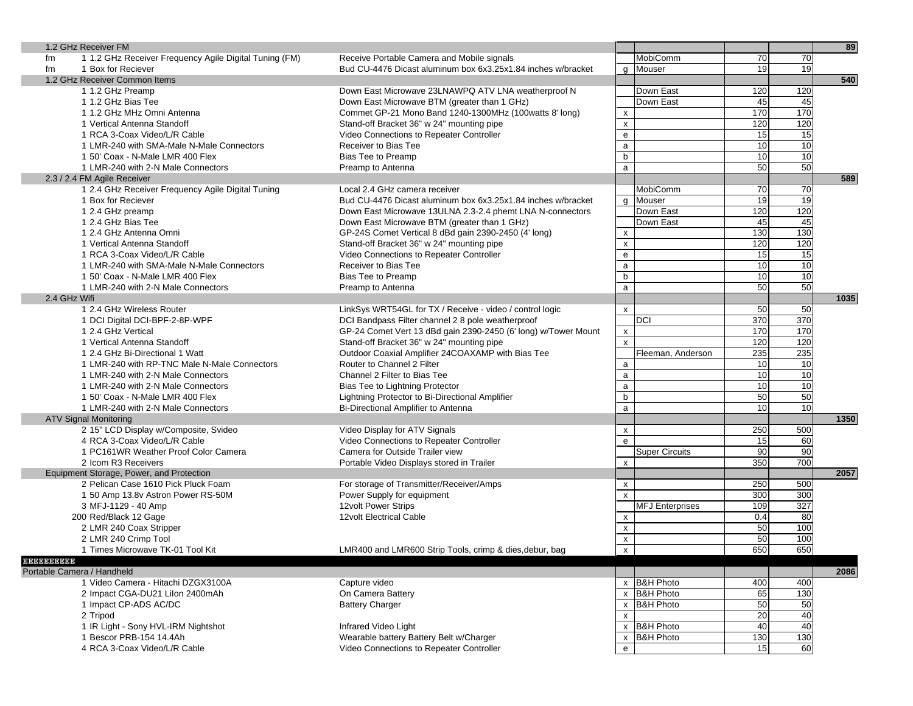| | Item | Description | Code | Vendor | Unit Cost | Total | Section Total |
|---|---|---|---|---|---|---|---|
| | 1.2 GHz Receiver FM | | | | | | 89 |
| fm | 1 1.2 GHz Receiver Frequency Agile Digital Tuning (FM) | Receive Portable Camera and Mobile signals | | MobiComm | 70 | 70 | |
| fm | 1 Box for Reciever | Bud CU-4476 Dicast aluminum box 6x3.25x1.84 inches w/bracket | g | Mouser | 19 | 19 | |
| | 1.2 GHz Receiver Common Items | | | | | | 540 |
| | 1 1.2 GHz Preamp | Down East Microwave 23LNAWPQ ATV LNA weatherproof N | | Down East | 120 | 120 | |
| | 1 1.2 GHz Bias Tee | Down East Microwave BTM (greater than 1 GHz) | | Down East | 45 | 45 | |
| | 1 1.2 GHz MHz Omni Antenna | Commet GP-21 Mono Band 1240-1300MHz (100watts 8' long) | x | | 170 | 170 | |
| | 1 Vertical Antenna Standoff | Stand-off Bracket 36" w 24" mounting pipe | x | | 120 | 120 | |
| | 1 RCA 3-Coax Video/L/R Cable | Video Connections to Repeater Controller | e | | 15 | 15 | |
| | 1 LMR-240 with SMA-Male N-Male Connectors | Receiver to Bias Tee | a | | 10 | 10 | |
| | 1 50' Coax - N-Male LMR 400 Flex | Bias Tee to Preamp | b | | 10 | 10 | |
| | 1 LMR-240 with 2-N Male Connectors | Preamp to Antenna | a | | 50 | 50 | |
| | 2.3 / 2.4 FM Agile Receiver | | | | | | 589 |
| | 1 2.4 GHz Receiver Frequency Agile Digital Tuning | Local 2.4 GHz camera receiver | | MobiComm | 70 | 70 | |
| | 1 Box for Reciever | Bud CU-4476 Dicast aluminum box 6x3.25x1.84 inches w/bracket | g | Mouser | 19 | 19 | |
| | 1 2.4 GHz preamp | Down East Microwave 13ULNA 2.3-2.4 phemt LNA N-connectors | | Down East | 120 | 120 | |
| | 1 2.4 GHz Bias Tee | Down East Microwave BTM (greater than 1 GHz) | | Down East | 45 | 45 | |
| | 1 2.4 GHz Antenna Omni | GP-24S Comet Vertical 8 dBd gain 2390-2450 (4' long) | x | | 130 | 130 | |
| | 1 Vertical Antenna Standoff | Stand-off Bracket 36" w 24" mounting pipe | x | | 120 | 120 | |
| | 1 RCA 3-Coax Video/L/R Cable | Video Connections to Repeater Controller | e | | 15 | 15 | |
| | 1 LMR-240 with SMA-Male N-Male Connectors | Receiver to Bias Tee | a | | 10 | 10 | |
| | 1 50' Coax - N-Male LMR 400 Flex | Bias Tee to Preamp | b | | 10 | 10 | |
| | 1 LMR-240 with 2-N Male Connectors | Preamp to Antenna | a | | 50 | 50 | |
| | 2.4 GHz Wifi | | | | | | 1035 |
| | 1 2.4 GHz Wireless Router | LinkSys WRT54GL for TX / Receive - video / control logic | x | | 50 | 50 | |
| | 1 DCI Digital DCI-BPF-2-8P-WPF | DCI Bandpass Filter channel 2 8 pole weatherproof | | DCI | 370 | 370 | |
| | 1 2.4 GHz Vertical | GP-24 Comet Vert 13 dBd gain 2390-2450 (6' long) w/Tower Mount | x | | 170 | 170 | |
| | 1 Vertical Antenna Standoff | Stand-off Bracket 36" w 24" mounting pipe | x | | 120 | 120 | |
| | 1 2.4 GHz Bi-Directional 1 Watt | Outdoor Coaxial Amplifier 24COAXAMP with Bias Tee | | Fleeman, Anderson | 235 | 235 | |
| | 1 LMR-240 with RP-TNC Male N-Male Connectors | Router to Channel 2 Filter | a | | 10 | 10 | |
| | 1 LMR-240 with 2-N Male Connectors | Channel 2 Filter to Bias Tee | a | | 10 | 10 | |
| | 1 LMR-240 with 2-N Male Connectors | Bias Tee to Lightning Protector | a | | 10 | 10 | |
| | 1 50' Coax - N-Male LMR 400 Flex | Lightning Protector to Bi-Directional Amplifier | b | | 50 | 50 | |
| | 1 LMR-240 with 2-N Male Connectors | Bi-Directional Amplifier to Antenna | a | | 10 | 10 | |
| | ATV Signal Monitoring | | | | | | 1350 |
| | 2 15" LCD Display w/Composite, Svideo | Video Display for ATV Signals | x | | 250 | 500 | |
| | 4 RCA 3-Coax Video/L/R Cable | Video Connections to Repeater Controller | e | | 15 | 60 | |
| | 1 PC161WR Weather Proof Color Camera | Camera for Outside Trailer view | | Super Circuits | 90 | 90 | |
| | 2 Icom R3 Receivers | Portable Video Displays stored in Trailer | x | | 350 | 700 | |
| | Equipment Storage, Power, and Protection | | | | | | 2057 |
| | 2 Pelican Case 1610 Pick Pluck Foam | For storage of Transmitter/Receiver/Amps | x | | 250 | 500 | |
| | 1 50 Amp 13.8v Astron Power RS-50M | Power Supply for equipment | x | | 300 | 300 | |
| | 3 MFJ-1129 - 40 Amp | 12volt Power Strips | | MFJ Enterprises | 109 | 327 | |
| | 200 Red/Black 12 Gage | 12volt Electrical Cable | x | | 0.4 | 80 | |
| | 2 LMR 240 Coax Stripper | | x | | 50 | 100 | |
| | 2 LMR 240 Crimp Tool | | x | | 50 | 100 | |
| | 1 Times Microwave TK-01 Tool Kit | LMR400 and LMR600 Strip Tools, crimp & dies,debur, bag | x | | 650 | 650 | |
| EEEEEEEEEE | | | | | | | |
| Portable Camera / Handheld | | | | | | | 2086 |
| | 1 Video Camera - Hitachi DZGX3100A | Capture video | x | B&H Photo | 400 | 400 | |
| | 2 Impact CGA-DU21 LiIon 2400mAh | On Camera Battery | x | B&H Photo | 65 | 130 | |
| | 1 Impact CP-ADS AC/DC | Battery Charger | x | B&H Photo | 50 | 50 | |
| | 2 Tripod | | x | | 20 | 40 | |
| | 1 IR Light - Sony HVL-IRM Nightshot | Infrared Video Light | x | B&H Photo | 40 | 40 | |
| | 1 Bescor PRB-154 14.4Ah | Wearable battery Battery Belt w/Charger | x | B&H Photo | 130 | 130 | |
| | 4 RCA 3-Coax Video/L/R Cable | Video Connections to Repeater Controller | e | | 15 | 60 | |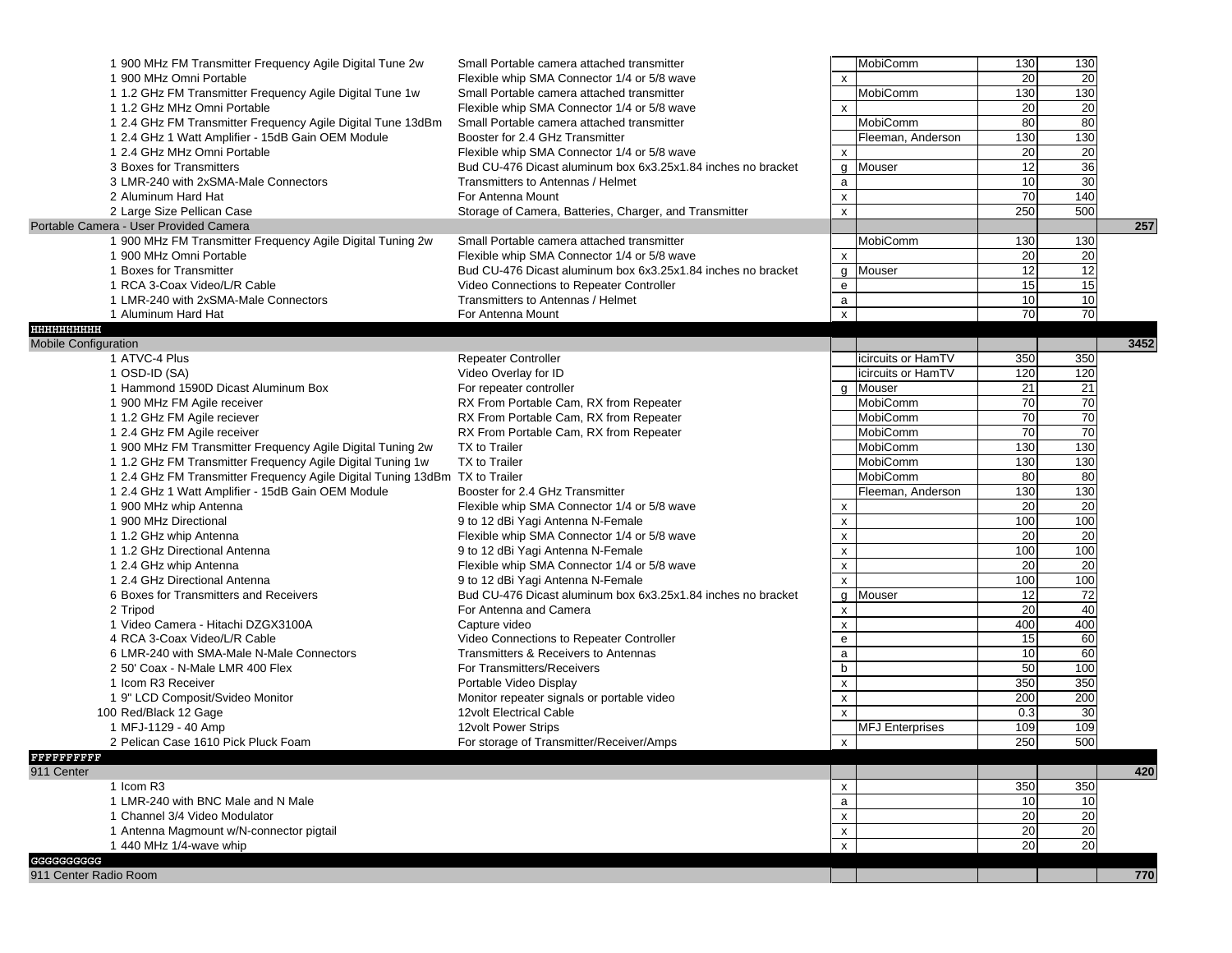| Qty / Item | Description | | Vendor | Unit | Total | Section Total |
|---|---|---|---|---|---|---|
| 1 900 MHz FM Transmitter Frequency Agile Digital Tune 2w | Small Portable camera attached transmitter | | MobiComm | 130 | 130 | |
| 1 900 MHz Omni Portable | Flexible whip SMA Connector 1/4 or 5/8 wave | x | | 20 | 20 | |
| 1 1.2 GHz FM Transmitter Frequency Agile Digital Tune 1w | Small Portable camera attached transmitter | | MobiComm | 130 | 130 | |
| 1 1.2 GHz MHz Omni Portable | Flexible whip SMA Connector 1/4 or 5/8 wave | x | | 20 | 20 | |
| 1 2.4 GHz FM Transmitter Frequency Agile Digital Tune 13dBm | Small Portable camera attached transmitter | | MobiComm | 80 | 80 | |
| 1 2.4 GHz 1 Watt Amplifier - 15dB Gain OEM Module | Booster for 2.4 GHz Transmitter | | Fleeman, Anderson | 130 | 130 | |
| 1 2.4 GHz MHz Omni Portable | Flexible whip SMA Connector 1/4 or 5/8 wave | x | | 20 | 20 | |
| 3 Boxes for Transmitters | Bud CU-476 Dicast aluminum box 6x3.25x1.84 inches no bracket | g | Mouser | 12 | 36 | |
| 3 LMR-240 with 2xSMA-Male Connectors | Transmitters to Antennas / Helmet | a | | 10 | 30 | |
| 2 Aluminum Hard Hat | For Antenna Mount | x | | 70 | 140 | |
| 2 Large Size Pellican Case | Storage of Camera, Batteries, Charger, and Transmitter | x | | 250 | 500 | |
| **Portable Camera - User Provided Camera** | | | | | | **257** |
| 1 900 MHz FM Transmitter Frequency Agile Digital Tuning 2w | Small Portable camera attached transmitter | | MobiComm | 130 | 130 | |
| 1 900 MHz Omni Portable | Flexible whip SMA Connector 1/4 or 5/8 wave | x | | 20 | 20 | |
| 1 Boxes for Transmitter | Bud CU-476 Dicast aluminum box 6x3.25x1.84 inches no bracket | g | Mouser | 12 | 12 | |
| 1 RCA 3-Coax Video/L/R Cable | Video Connections to Repeater Controller | e | | 15 | 15 | |
| 1 LMR-240 with 2xSMA-Male Connectors | Transmitters to Antennas / Helmet | a | | 10 | 10 | |
| 1 Aluminum Hard Hat | For Antenna Mount | x | | 70 | 70 | |
| HHHHHHHHHH | | | | | | |
| **Mobile Configuration** | | | | | | **3452** |
| 1 ATVC-4 Plus | Repeater Controller | | icircuits or HamTV | 350 | 350 | |
| 1 OSD-ID (SA) | Video Overlay for ID | | icircuits or HamTV | 120 | 120 | |
| 1 Hammond 1590D Dicast Aluminum Box | For repeater controller | g | Mouser | 21 | 21 | |
| 1 900 MHz FM Agile receiver | RX From Portable Cam, RX from Repeater | | MobiComm | 70 | 70 | |
| 1 1.2 GHz FM Agile reciever | RX From Portable Cam, RX from Repeater | | MobiComm | 70 | 70 | |
| 1 2.4 GHz FM Agile receiver | RX From Portable Cam, RX from Repeater | | MobiComm | 70 | 70 | |
| 1 900 MHz FM Transmitter Frequency Agile Digital Tuning 2w | TX to Trailer | | MobiComm | 130 | 130 | |
| 1 1.2 GHz FM Transmitter Frequency Agile Digital Tuning 1w | TX to Trailer | | MobiComm | 130 | 130 | |
| 1 2.4 GHz FM Transmitter Frequency Agile Digital Tuning 13dBm | TX to Trailer | | MobiComm | 80 | 80 | |
| 1 2.4 GHz 1 Watt Amplifier - 15dB Gain OEM Module | Booster for 2.4 GHz Transmitter | | Fleeman, Anderson | 130 | 130 | |
| 1 900 MHz whip Antenna | Flexible whip SMA Connector 1/4 or 5/8 wave | x | | 20 | 20 | |
| 1 900 MHz Directional | 9 to 12 dBi Yagi Antenna N-Female | x | | 100 | 100 | |
| 1 1.2 GHz whip Antenna | Flexible whip SMA Connector 1/4 or 5/8 wave | x | | 20 | 20 | |
| 1 1.2 GHz Directional Antenna | 9 to 12 dBi Yagi Antenna N-Female | x | | 100 | 100 | |
| 1 2.4 GHz whip Antenna | Flexible whip SMA Connector 1/4 or 5/8 wave | x | | 20 | 20 | |
| 1 2.4 GHz Directional Antenna | 9 to 12 dBi Yagi Antenna N-Female | x | | 100 | 100 | |
| 6 Boxes for Transmitters and Receivers | Bud CU-476 Dicast aluminum box 6x3.25x1.84 inches no bracket | g | Mouser | 12 | 72 | |
| 2 Tripod | For Antenna and Camera | x | | 20 | 40 | |
| 1 Video Camera - Hitachi DZGX3100A | Capture video | x | | 400 | 400 | |
| 4 RCA 3-Coax Video/L/R Cable | Video Connections to Repeater Controller | e | | 15 | 60 | |
| 6 LMR-240 with SMA-Male N-Male Connectors | Transmitters & Receivers to Antennas | a | | 10 | 60 | |
| 2 50' Coax - N-Male LMR 400 Flex | For Transmitters/Receivers | b | | 50 | 100 | |
| 1 Icom R3 Receiver | Portable Video Display | x | | 350 | 350 | |
| 1 9" LCD Composit/Svideo Monitor | Monitor repeater signals or portable video | x | | 200 | 200 | |
| 100 Red/Black 12 Gage | 12volt Electrical Cable | x | | 0.3 | 30 | |
| 1 MFJ-1129 - 40 Amp | 12volt Power Strips | | MFJ Enterprises | 109 | 109 | |
| 2 Pelican Case 1610 Pick Pluck Foam | For storage of Transmitter/Receiver/Amps | x | | 250 | 500 | |
| FFFFFFFFFF | | | | | | |
| **911 Center** | | | | | | **420** |
| 1 Icom R3 | | x | | 350 | 350 | |
| 1 LMR-240 with BNC Male and N Male | | a | | 10 | 10 | |
| 1 Channel 3/4 Video Modulator | | x | | 20 | 20 | |
| 1 Antenna Magmount w/N-connector pigtail | | x | | 20 | 20 | |
| 1 440 MHz 1/4-wave whip | | x | | 20 | 20 | |
| GGGGGGGGGG | | | | | | |
| **911 Center Radio Room** | | | | | | **770** |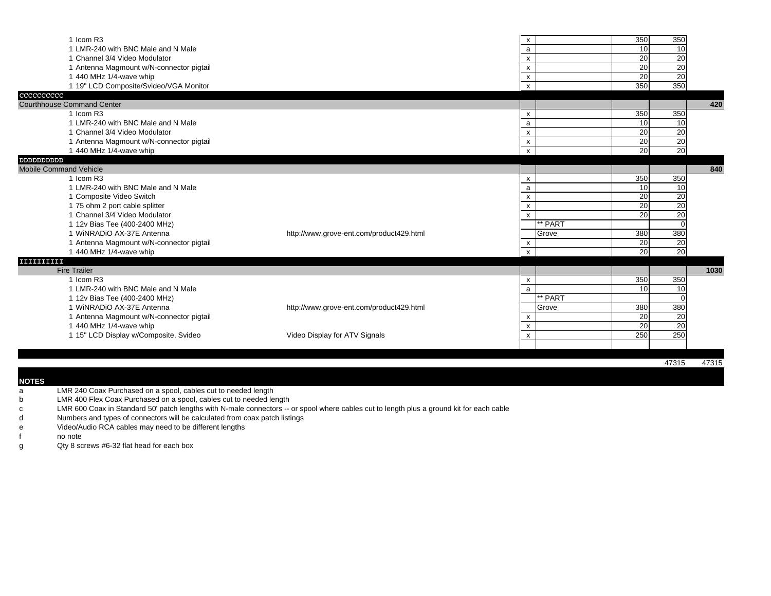| | | | | | | |
|---|---|---|---|---|---|---|
| 1 Icom R3 | | x | | 350 | 350 | |
| 1 LMR-240 with BNC Male and N Male | | a | | 10 | 10 | |
| 1 Channel 3/4 Video Modulator | | x | | 20 | 20 | |
| 1 Antenna Magmount w/N-connector pigtail | | x | | 20 | 20 | |
| 1 440 MHz 1/4-wave whip | | x | | 20 | 20 | |
| 1 19" LCD Composite/Svideo/VGA Monitor | | x | | 350 | 350 | |
| **CCCCCCCCCC** | | | | | | |
| Courthhouse Command Center | | | | | | **420** |
| 1 Icom R3 | | x | | 350 | 350 | |
| 1 LMR-240 with BNC Male and N Male | | a | | 10 | 10 | |
| 1 Channel 3/4 Video Modulator | | x | | 20 | 20 | |
| 1 Antenna Magmount w/N-connector pigtail | | x | | 20 | 20 | |
| 1 440 MHz 1/4-wave whip | | x | | 20 | 20 | |
| **DDDDDDDDDD** | | | | | | |
| Mobile Command Vehicle | | | | | | **840** |
| 1 Icom R3 | | x | | 350 | 350 | |
| 1 LMR-240 with BNC Male and N Male | | a | | 10 | 10 | |
| 1 Composite Video Switch | | x | | 20 | 20 | |
| 1 75 ohm 2 port cable splitter | | x | | 20 | 20 | |
| 1 Channel 3/4 Video Modulator | | x | | 20 | 20 | |
| 1 12v Bias Tee (400-2400 MHz) | | | ** PART | | 0 | |
| 1 WiNRADiO AX-37E Antenna | http://www.grove-ent.com/product429.html | | Grove | 380 | 380 | |
| 1 Antenna Magmount w/N-connector pigtail | | x | | 20 | 20 | |
| 1 440 MHz 1/4-wave whip | | x | | 20 | 20 | |
| **IIIIIIIIII** | | | | | | |
| Fire Trailer | | | | | | **1030** |
| 1 Icom R3 | | x | | 350 | 350 | |
| 1 LMR-240 with BNC Male and N Male | | a | | 10 | 10 | |
| 1 12v Bias Tee (400-2400 MHz) | | | ** PART | | 0 | |
| 1 WiNRADiO AX-37E Antenna | http://www.grove-ent.com/product429.html | | Grove | 380 | 380 | |
| 1 Antenna Magmount w/N-connector pigtail | | x | | 20 | 20 | |
| 1 440 MHz 1/4-wave whip | | x | | 20 | 20 | |
| 1 15" LCD Display w/Composite, Svideo | Video Display for ATV Signals | x | | 250 | 250 | |
| | | | | | | |
| | | | | | 47315 | 47315 |

**NOTES**

a LMR 240 Coax Purchased on a spool, cables cut to needed length

b LMR 400 Flex Coax Purchased on a spool, cables cut to needed length

c LMR 600 Coax in Standard 50' patch lengths with N-male connectors -- or spool where cables cut to length plus a ground kit for each cable

d Numbers and types of connectors will be calculated from coax patch listings

e Video/Audio RCA cables may need to be different lengths

f no note

g Qty 8 screws #6-32 flat head for each box